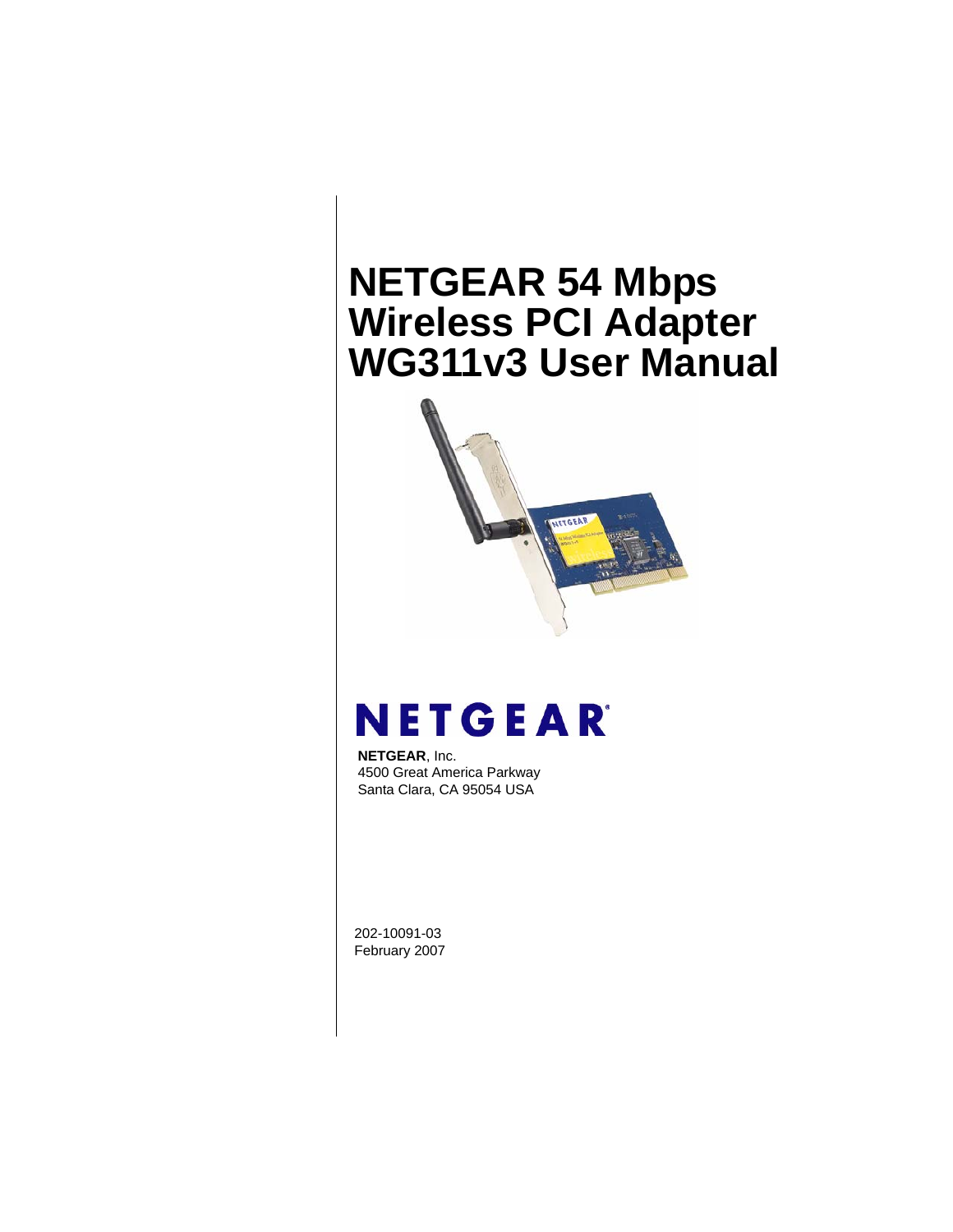# NETGEAR 54 Mbps Wireless PCI Adapter WG311v3 User Manual

**NETGEAR**, Inc.
4500 Great America Parkway
Santa Clara, CA 95054 USA

202-10091-03
February 2007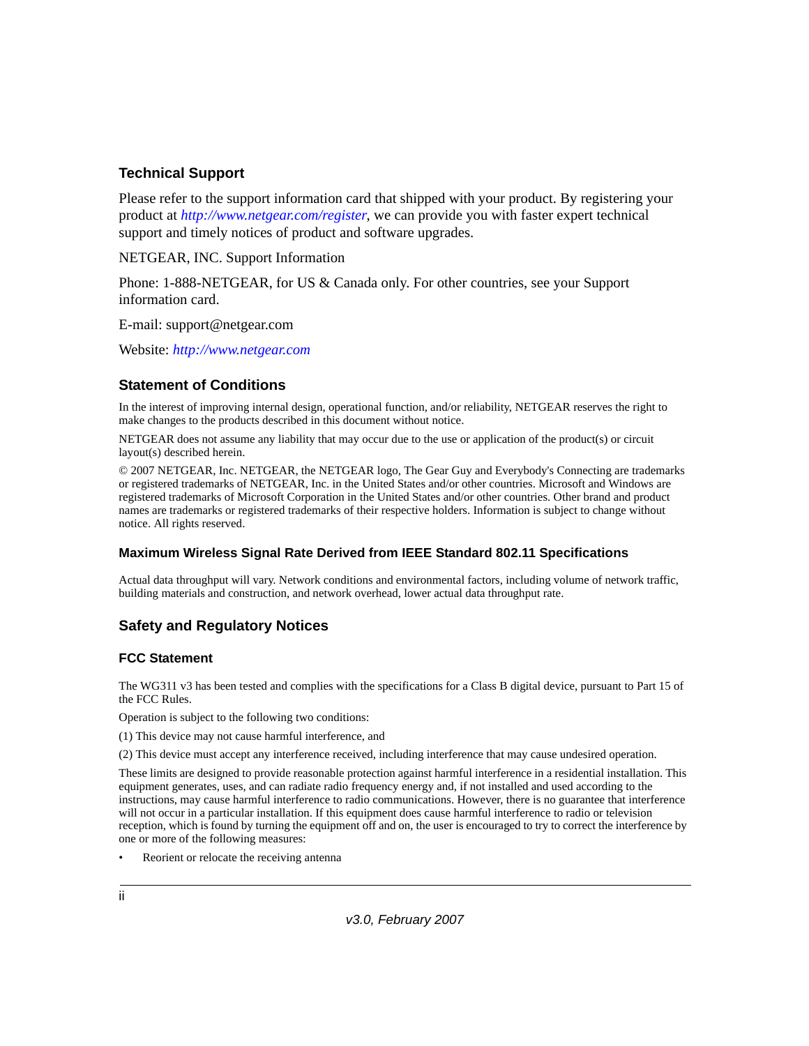## Technical Support

Please refer to the support information card that shipped with your product. By registering your product at *http://www.netgear.com/register*, we can provide you with faster expert technical support and timely notices of product and software upgrades.

NETGEAR, INC. Support Information

Phone: 1-888-NETGEAR, for US & Canada only. For other countries, see your Support information card.

E-mail: support@netgear.com

Website: *http://www.netgear.com*

## Statement of Conditions

In the interest of improving internal design, operational function, and/or reliability, NETGEAR reserves the right to make changes to the products described in this document without notice.

NETGEAR does not assume any liability that may occur due to the use or application of the product(s) or circuit layout(s) described herein.

© 2007 NETGEAR, Inc. NETGEAR, the NETGEAR logo, The Gear Guy and Everybody's Connecting are trademarks or registered trademarks of NETGEAR, Inc. in the United States and/or other countries. Microsoft and Windows are registered trademarks of Microsoft Corporation in the United States and/or other countries. Other brand and product names are trademarks or registered trademarks of their respective holders. Information is subject to change without notice. All rights reserved.

### Maximum Wireless Signal Rate Derived from IEEE Standard 802.11 Specifications

Actual data throughput will vary. Network conditions and environmental factors, including volume of network traffic, building materials and construction, and network overhead, lower actual data throughput rate.

## Safety and Regulatory Notices

### FCC Statement

The WG311 v3 has been tested and complies with the specifications for a Class B digital device, pursuant to Part 15 of the FCC Rules.

Operation is subject to the following two conditions:

(1) This device may not cause harmful interference, and

(2) This device must accept any interference received, including interference that may cause undesired operation.

These limits are designed to provide reasonable protection against harmful interference in a residential installation. This equipment generates, uses, and can radiate radio frequency energy and, if not installed and used according to the instructions, may cause harmful interference to radio communications. However, there is no guarantee that interference will not occur in a particular installation. If this equipment does cause harmful interference to radio or television reception, which is found by turning the equipment off and on, the user is encouraged to try to correct the interference by one or more of the following measures:

- Reorient or relocate the receiving antenna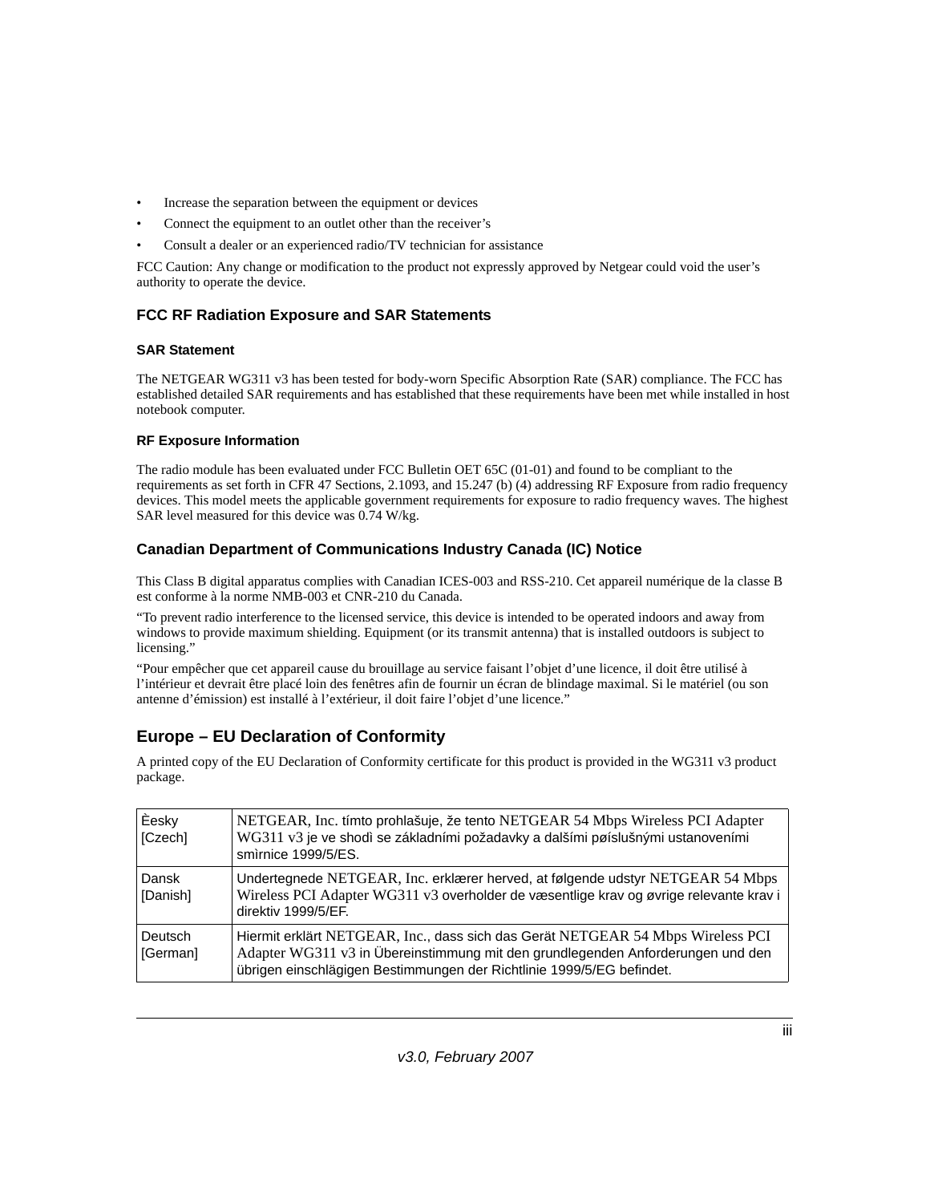- Increase the separation between the equipment or devices
- Connect the equipment to an outlet other than the receiver’s
- Consult a dealer or an experienced radio/TV technician for assistance

FCC Caution: Any change or modification to the product not expressly approved by Netgear could void the user’s authority to operate the device.

### FCC RF Radiation Exposure and SAR Statements

#### SAR Statement

The NETGEAR WG311 v3 has been tested for body-worn Specific Absorption Rate (SAR) compliance. The FCC has established detailed SAR requirements and has established that these requirements have been met while installed in host notebook computer.

#### RF Exposure Information

The radio module has been evaluated under FCC Bulletin OET 65C (01-01) and found to be compliant to the requirements as set forth in CFR 47 Sections, 2.1093, and 15.247 (b) (4) addressing RF Exposure from radio frequency devices. This model meets the applicable government requirements for exposure to radio frequency waves. The highest SAR level measured for this device was 0.74 W/kg.

### Canadian Department of Communications Industry Canada (IC) Notice

This Class B digital apparatus complies with Canadian ICES-003 and RSS-210. Cet appareil numérique de la classe B est conforme à la norme NMB-003 et CNR-210 du Canada.

“To prevent radio interference to the licensed service, this device is intended to be operated indoors and away from windows to provide maximum shielding. Equipment (or its transmit antenna) that is installed outdoors is subject to licensing.”

“Pour empêcher que cet appareil cause du brouillage au service faisant l’objet d’une licence, il doit être utilisé à l’intérieur et devrait être placé loin des fenêtres afin de fournir un écran de blindage maximal. Si le matériel (ou son antenne d’émission) est installé à l’extérieur, il doit faire l’objet d’une licence.”

## Europe – EU Declaration of Conformity

A printed copy of the EU Declaration of Conformity certificate for this product is provided in the WG311 v3 product package.

| Language | Declaration |
|---|---|
| Èesky [Czech] | NETGEAR, Inc. tímto prohlašuje, že tento NETGEAR 54 Mbps Wireless PCI Adapter WG311 v3 je ve shodì se základními požadavky a dalšími pøíslušnými ustanoveními smìrnice 1999/5/ES. |
| Dansk [Danish] | Undertegnede NETGEAR, Inc. erklærer herved, at følgende udstyr NETGEAR 54 Mbps Wireless PCI Adapter WG311 v3 overholder de væsentlige krav og øvrige relevante krav i direktiv 1999/5/EF. |
| Deutsch [German] | Hiermit erklärt NETGEAR, Inc., dass sich das Gerät NETGEAR 54 Mbps Wireless PCI Adapter WG311 v3 in Übereinstimmung mit den grundlegenden Anforderungen und den übrigen einschlägigen Bestimmungen der Richtlinie 1999/5/EG befindet. |

*v3.0, February 2007*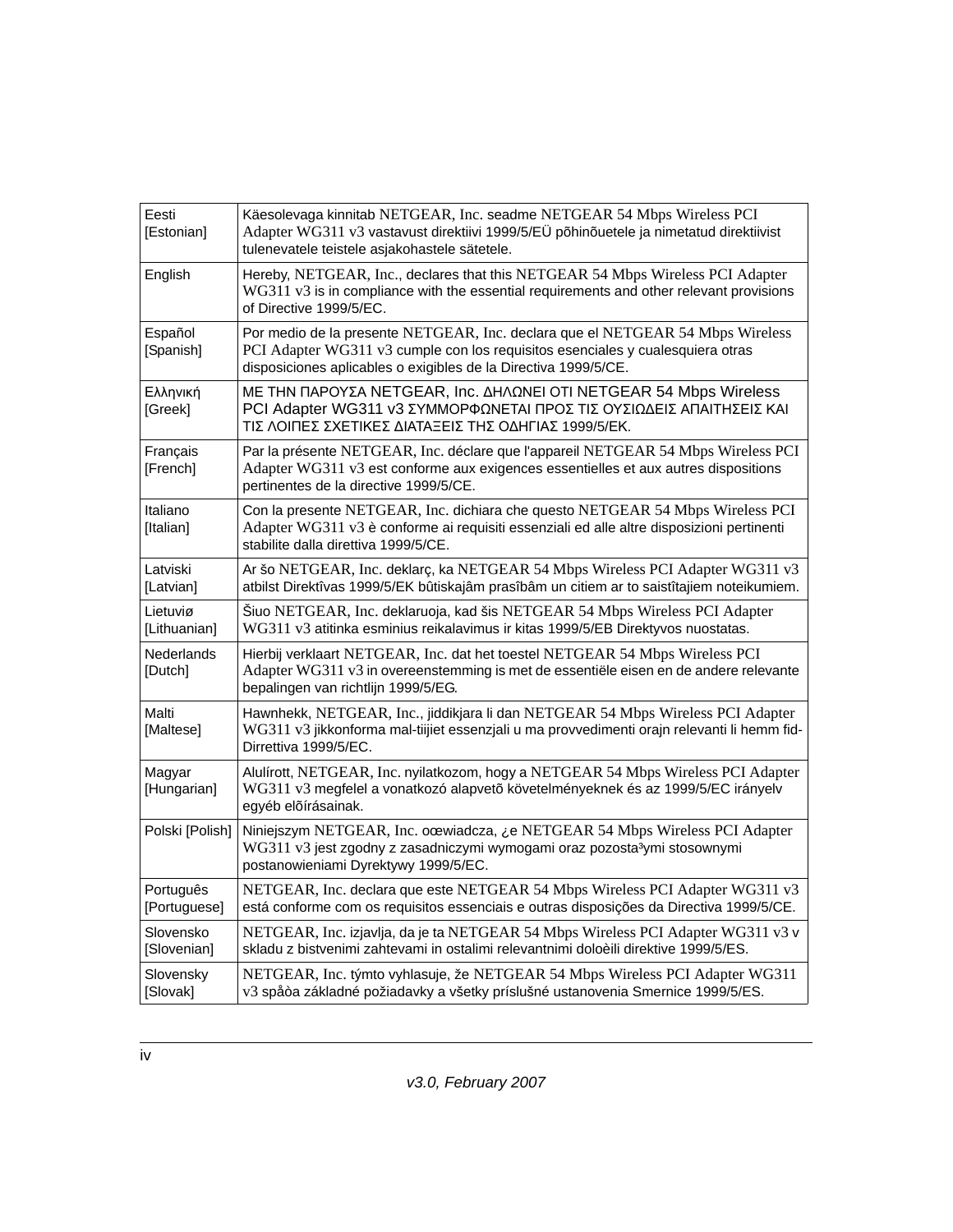| | |
|---|---|
| Eesti [Estonian] | Käesolevaga kinnitab NETGEAR, Inc. seadme NETGEAR 54 Mbps Wireless PCI Adapter WG311 v3 vastavust direktiivi 1999/5/EÜ põhinõuetele ja nimetatud direktiivist tulenevatele teistele asjakohastele sätetele. |
| English | Hereby, NETGEAR, Inc., declares that this NETGEAR 54 Mbps Wireless PCI Adapter WG311 v3 is in compliance with the essential requirements and other relevant provisions of Directive 1999/5/EC. |
| Español [Spanish] | Por medio de la presente NETGEAR, Inc. declara que el NETGEAR 54 Mbps Wireless PCI Adapter WG311 v3 cumple con los requisitos esenciales y cualesquiera otras disposiciones aplicables o exigibles de la Directiva 1999/5/CE. |
| Ελληνική [Greek] | ΜΕ ΤΗΝ ΠΑΡΟΥΣΑ NETGEAR, Inc. ΔΗΛΩΝΕΙ ΟΤΙ NETGEAR 54 Mbps Wireless PCI Adapter WG311 v3 ΣΥΜΜΟΡΦΩΝΕΤΑΙ ΠΡΟΣ ΤΙΣ ΟΥΣΙΩΔΕΙΣ ΑΠΑΙΤΗΣΕΙΣ ΚΑΙ ΤΙΣ ΛΟΙΠΕΣ ΣΧΕΤΙΚΕΣ ΔΙΑΤΑΞΕΙΣ ΤΗΣ ΟΔΗΓΙΑΣ 1999/5/ΕΚ. |
| Français [French] | Par la présente NETGEAR, Inc. déclare que l'appareil NETGEAR 54 Mbps Wireless PCI Adapter WG311 v3 est conforme aux exigences essentielles et aux autres dispositions pertinentes de la directive 1999/5/CE. |
| Italiano [Italian] | Con la presente NETGEAR, Inc. dichiara che questo NETGEAR 54 Mbps Wireless PCI Adapter WG311 v3 è conforme ai requisiti essenziali ed alle altre disposizioni pertinenti stabilite dalla direttiva 1999/5/CE. |
| Latviski [Latvian] | Ar šo NETGEAR, Inc. deklarç, ka NETGEAR 54 Mbps Wireless PCI Adapter WG311 v3 atbilst Direktîvas 1999/5/EK bûtiskajâm prasîbâm un citiem ar to saistîtajiem noteikumiem. |
| Lietuviø [Lithuanian] | Šiuo NETGEAR, Inc. deklaruoja, kad šis NETGEAR 54 Mbps Wireless PCI Adapter WG311 v3 atitinka esminius reikalavimus ir kitas 1999/5/EB Direktyvos nuostatas. |
| Nederlands [Dutch] | Hierbij verklaart NETGEAR, Inc. dat het toestel NETGEAR 54 Mbps Wireless PCI Adapter WG311 v3 in overeenstemming is met de essentiële eisen en de andere relevante bepalingen van richtlijn 1999/5/EG. |
| Malti [Maltese] | Hawnhekk, NETGEAR, Inc., jiddikjara li dan NETGEAR 54 Mbps Wireless PCI Adapter WG311 v3 jikkonforma mal-tiijiet essenzjali u ma provvedimenti orajn relevanti li hemm fid-Dirrettiva 1999/5/EC. |
| Magyar [Hungarian] | Alulírott, NETGEAR, Inc. nyilatkozom, hogy a NETGEAR 54 Mbps Wireless PCI Adapter WG311 v3 megfelel a vonatkozó alapvetõ követelményeknek és az 1999/5/EC irányelv egyéb elõírásainak. |
| Polski [Polish] | Niniejszym NETGEAR, Inc. oœwiadcza, ¿e NETGEAR 54 Mbps Wireless PCI Adapter WG311 v3 jest zgodny z zasadniczymi wymogami oraz pozosta³ymi stosownymi postanowieniami Dyrektywy 1999/5/EC. |
| Português [Portuguese] | NETGEAR, Inc. declara que este NETGEAR 54 Mbps Wireless PCI Adapter WG311 v3 está conforme com os requisitos essenciais e outras disposições da Directiva 1999/5/CE. |
| Slovensko [Slovenian] | NETGEAR, Inc. izjavlja, da je ta NETGEAR 54 Mbps Wireless PCI Adapter WG311 v3 v skladu z bistvenimi zahtevami in ostalimi relevantnimi doloèili direktive 1999/5/ES. |
| Slovensky [Slovak] | NETGEAR, Inc. týmto vyhlasuje, že NETGEAR 54 Mbps Wireless PCI Adapter WG311 v3 spåòa základné požiadavky a všetky príslušné ustanovenia Smernice 1999/5/ES. |

*v3.0, February 2007*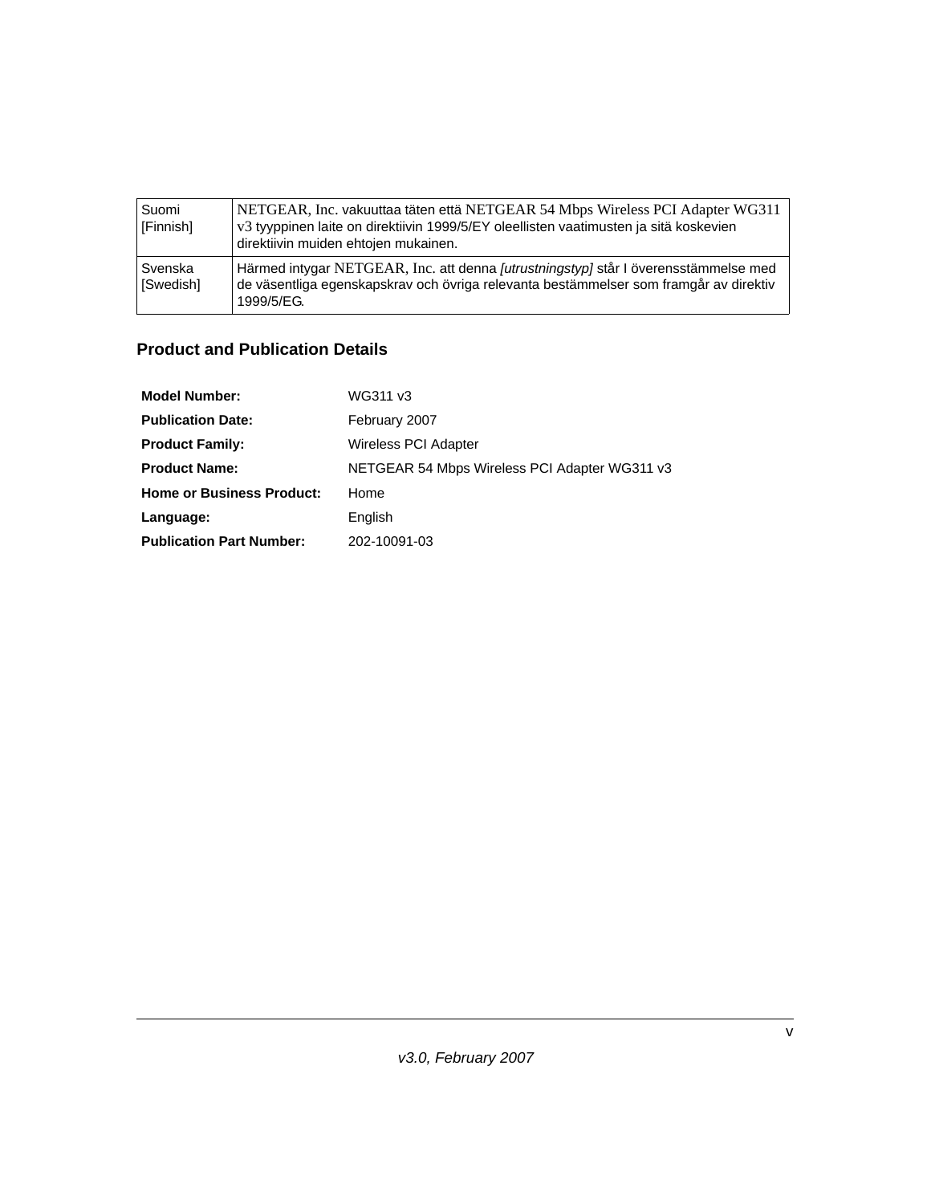| Suomi [Finnish] | NETGEAR, Inc. vakuuttaa täten että NETGEAR 54 Mbps Wireless PCI Adapter WG311 v3 tyyppinen laite on direktiivin 1999/5/EY oleellisten vaatimusten ja sitä koskevien direktiivin muiden ehtojen mukainen. |
| --- | --- |
| Svenska [Swedish] | Härmed intygar NETGEAR, Inc. att denna *[utrustningstyp]* står I överensstämmelse med de väsentliga egenskapskrav och övriga relevanta bestämmelser som framgår av direktiv 1999/5/EG. |

## Product and Publication Details

| | |
| --- | --- |
| **Model Number:** | WG311 v3 |
| **Publication Date:** | February 2007 |
| **Product Family:** | Wireless PCI Adapter |
| **Product Name:** | NETGEAR 54 Mbps Wireless PCI Adapter WG311 v3 |
| **Home or Business Product:** | Home |
| **Language:** | English |
| **Publication Part Number:** | 202-10091-03 |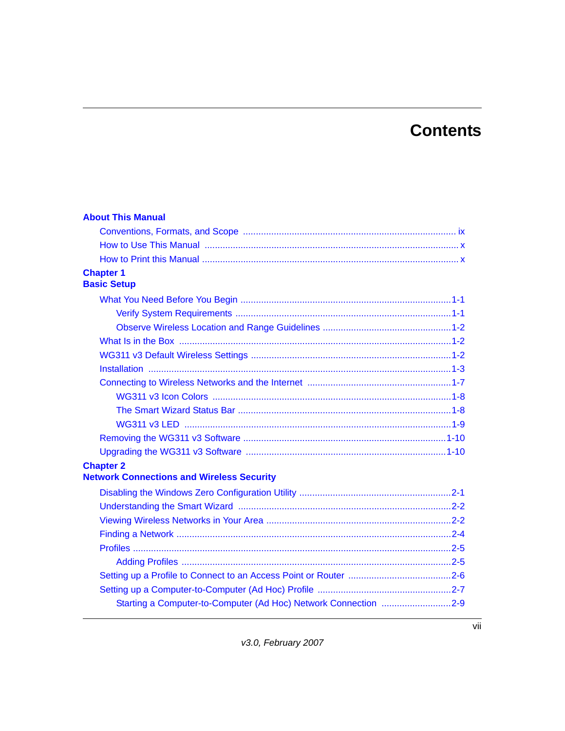# Contents

**About This Manual**

- Conventions, Formats, and Scope ... ix
- How to Use This Manual ... x
- How to Print this Manual ... x

**Chapter 1**
**Basic Setup**

- What You Need Before You Begin ... 1-1
  - Verify System Requirements ... 1-1
  - Observe Wireless Location and Range Guidelines ... 1-2
- What Is in the Box ... 1-2
- WG311 v3 Default Wireless Settings ... 1-2
- Installation ... 1-3
- Connecting to Wireless Networks and the Internet ... 1-7
  - WG311 v3 Icon Colors ... 1-8
  - The Smart Wizard Status Bar ... 1-8
  - WG311 v3 LED ... 1-9
- Removing the WG311 v3 Software ... 1-10
- Upgrading the WG311 v3 Software ... 1-10

**Chapter 2**
**Network Connections and Wireless Security**

- Disabling the Windows Zero Configuration Utility ... 2-1
- Understanding the Smart Wizard ... 2-2
- Viewing Wireless Networks in Your Area ... 2-2
- Finding a Network ... 2-4
- Profiles ... 2-5
  - Adding Profiles ... 2-5
- Setting up a Profile to Connect to an Access Point or Router ... 2-6
- Setting up a Computer-to-Computer (Ad Hoc) Profile ... 2-7
  - Starting a Computer-to-Computer (Ad Hoc) Network Connection ... 2-9

*v3.0, February 2007*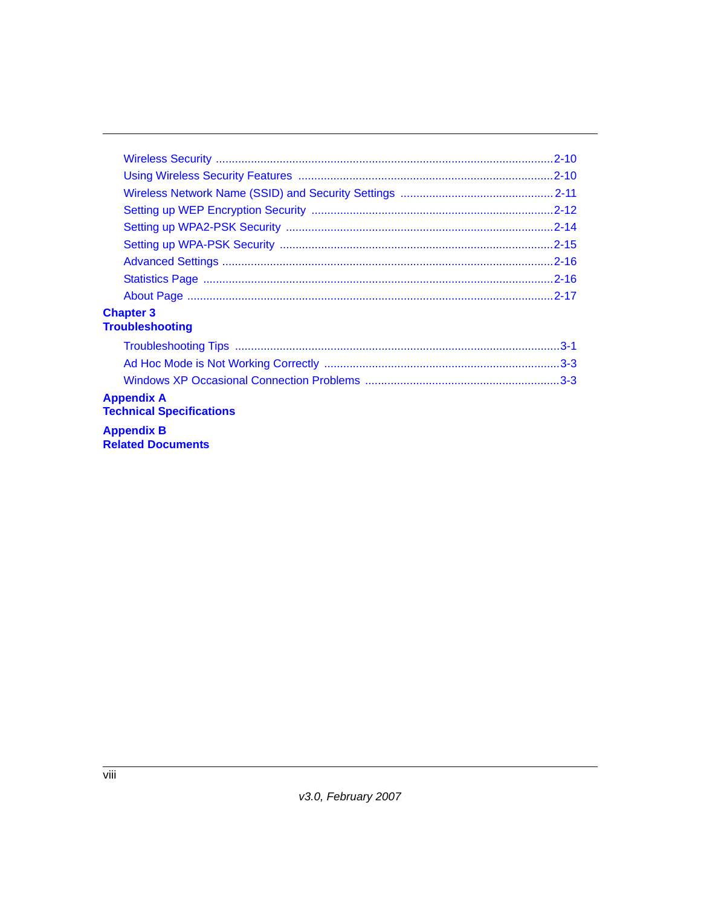Wireless Security ..........................................................................................................2-10

Using Wireless Security Features ...............................................................................2-10

Wireless Network Name (SSID) and Security Settings ...............................................2-11

Setting up WEP Encryption Security ...........................................................................2-12

Setting up WPA2-PSK Security ...................................................................................2-14

Setting up WPA-PSK Security .....................................................................................2-15

Advanced Settings .......................................................................................................2-16

Statistics Page .............................................................................................................2-16

About Page ..................................................................................................................2-17

**Chapter 3**
**Troubleshooting**

Troubleshooting Tips .....................................................................................................3-1

Ad Hoc Mode is Not Working Correctly .........................................................................3-3

Windows XP Occasional Connection Problems .............................................................3-3

**Appendix A**
**Technical Specifications**

**Appendix B**
**Related Documents**

*v3.0, February 2007*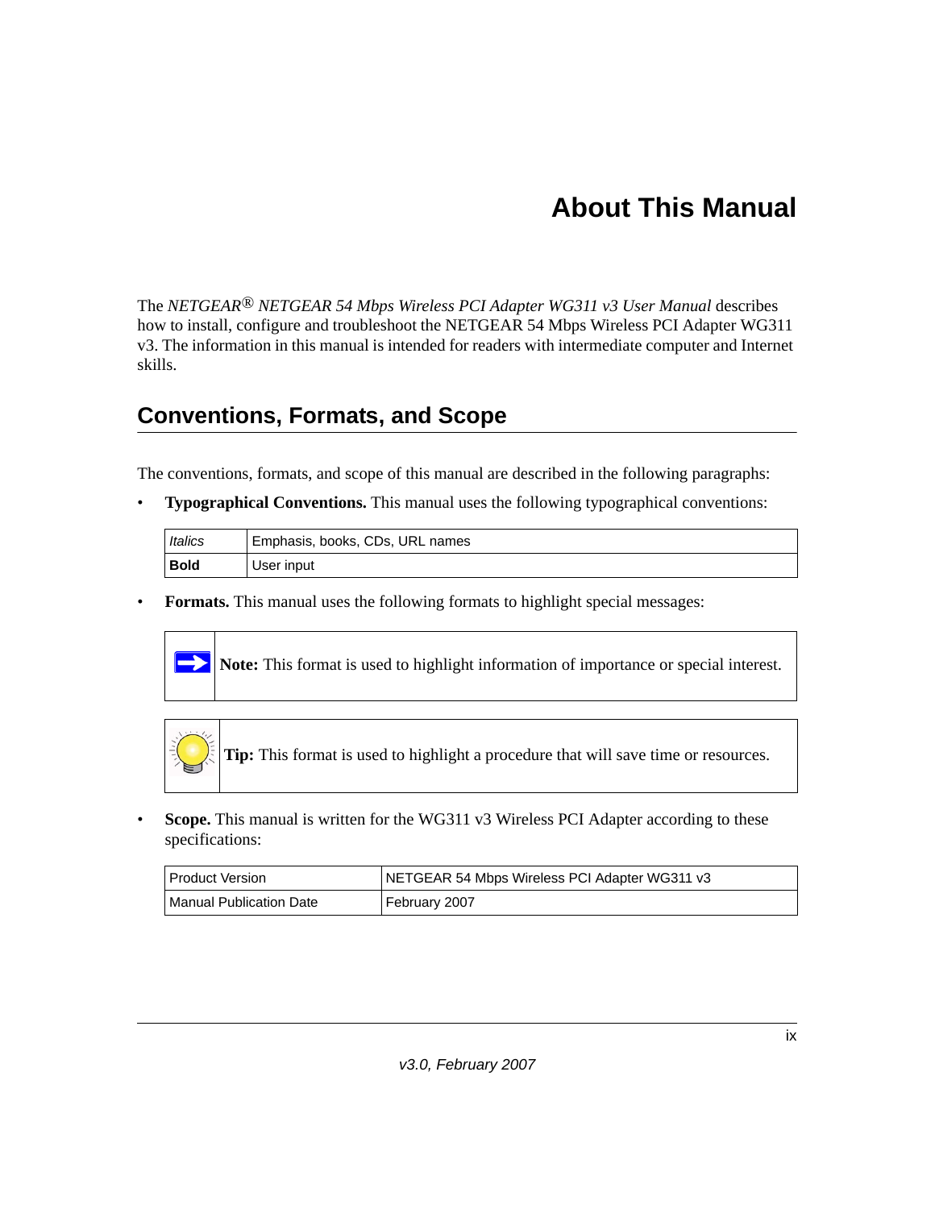# About This Manual

The *NETGEAR® NETGEAR 54 Mbps Wireless PCI Adapter WG311 v3 User Manual* describes how to install, configure and troubleshoot the NETGEAR 54 Mbps Wireless PCI Adapter WG311 v3. The information in this manual is intended for readers with intermediate computer and Internet skills.

## Conventions, Formats, and Scope

The conventions, formats, and scope of this manual are described in the following paragraphs:

- **Typographical Conventions.** This manual uses the following typographical conventions:

| | |
|---|---|
| *Italics* | Emphasis, books, CDs, URL names |
| **Bold** | User input |

- **Formats.** This manual uses the following formats to highlight special messages:

> **Note:** This format is used to highlight information of importance or special interest.

> **Tip:** This format is used to highlight a procedure that will save time or resources.

- **Scope.** This manual is written for the WG311 v3 Wireless PCI Adapter according to these specifications:

| | |
|---|---|
| Product Version | NETGEAR 54 Mbps Wireless PCI Adapter WG311 v3 |
| Manual Publication Date | February 2007 |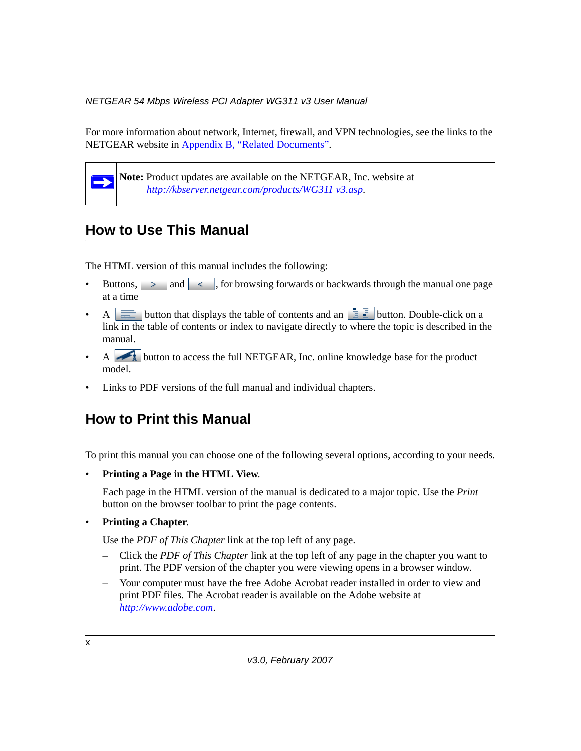For more information about network, Internet, firewall, and VPN technologies, see the links to the NETGEAR website in Appendix B, "Related Documents".

> **Note:** Product updates are available on the NETGEAR, Inc. website at *http://kbserver.netgear.com/products/WG311 v3.asp*.

## How to Use This Manual

The HTML version of this manual includes the following:

- Buttons, [ > ] and [ < ], for browsing forwards or backwards through the manual one page at a time
- A [table of contents] button that displays the table of contents and an [index] button. Double-click on a link in the table of contents or index to navigate directly to where the topic is described in the manual.
- A [knowledge base] button to access the full NETGEAR, Inc. online knowledge base for the product model.
- Links to PDF versions of the full manual and individual chapters.

## How to Print this Manual

To print this manual you can choose one of the following several options, according to your needs.

- **Printing a Page in the HTML View**.

  Each page in the HTML version of the manual is dedicated to a major topic. Use the *Print* button on the browser toolbar to print the page contents.

- **Printing a Chapter**.

  Use the *PDF of This Chapter* link at the top left of any page.

  – Click the *PDF of This Chapter* link at the top left of any page in the chapter you want to print. The PDF version of the chapter you were viewing opens in a browser window.

  – Your computer must have the free Adobe Acrobat reader installed in order to view and print PDF files. The Acrobat reader is available on the Adobe website at *http://www.adobe.com*.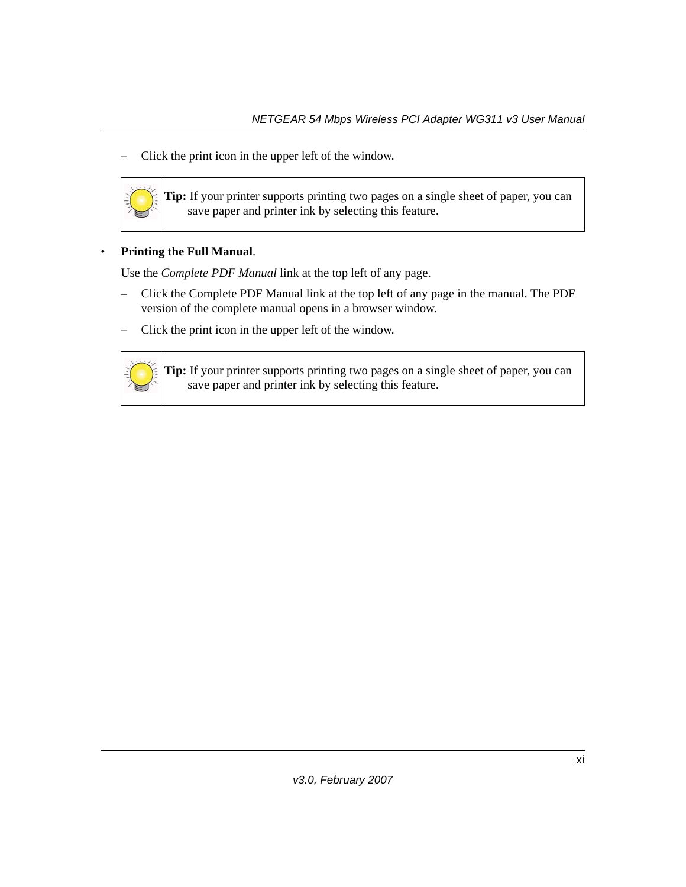– Click the print icon in the upper left of the window.

> **Tip:** If your printer supports printing two pages on a single sheet of paper, you can save paper and printer ink by selecting this feature.

- **Printing the Full Manual**.

  Use the *Complete PDF Manual* link at the top left of any page.

  – Click the Complete PDF Manual link at the top left of any page in the manual. The PDF version of the complete manual opens in a browser window.

  – Click the print icon in the upper left of the window.

> **Tip:** If your printer supports printing two pages on a single sheet of paper, you can save paper and printer ink by selecting this feature.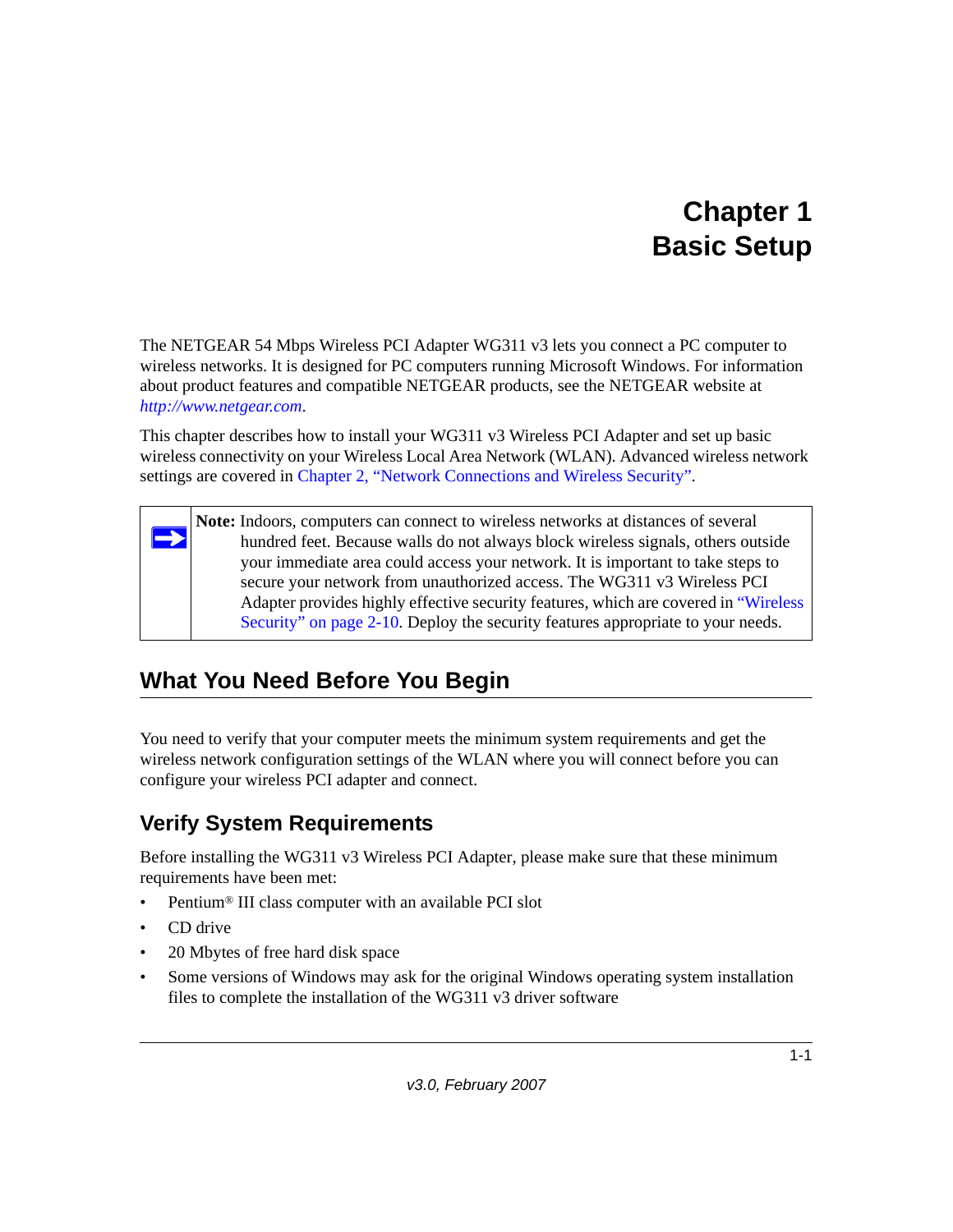# Chapter 1
# Basic Setup

The NETGEAR 54 Mbps Wireless PCI Adapter WG311 v3 lets you connect a PC computer to wireless networks. It is designed for PC computers running Microsoft Windows. For information about product features and compatible NETGEAR products, see the NETGEAR website at *http://www.netgear.com*.

This chapter describes how to install your WG311 v3 Wireless PCI Adapter and set up basic wireless connectivity on your Wireless Local Area Network (WLAN). Advanced wireless network settings are covered in Chapter 2, "Network Connections and Wireless Security".

> **Note:** Indoors, computers can connect to wireless networks at distances of several hundred feet. Because walls do not always block wireless signals, others outside your immediate area could access your network. It is important to take steps to secure your network from unauthorized access. The WG311 v3 Wireless PCI Adapter provides highly effective security features, which are covered in "Wireless Security" on page 2-10. Deploy the security features appropriate to your needs.

## What You Need Before You Begin

You need to verify that your computer meets the minimum system requirements and get the wireless network configuration settings of the WLAN where you will connect before you can configure your wireless PCI adapter and connect.

### Verify System Requirements

Before installing the WG311 v3 Wireless PCI Adapter, please make sure that these minimum requirements have been met:

- Pentium® III class computer with an available PCI slot
- CD drive
- 20 Mbytes of free hard disk space
- Some versions of Windows may ask for the original Windows operating system installation files to complete the installation of the WG311 v3 driver software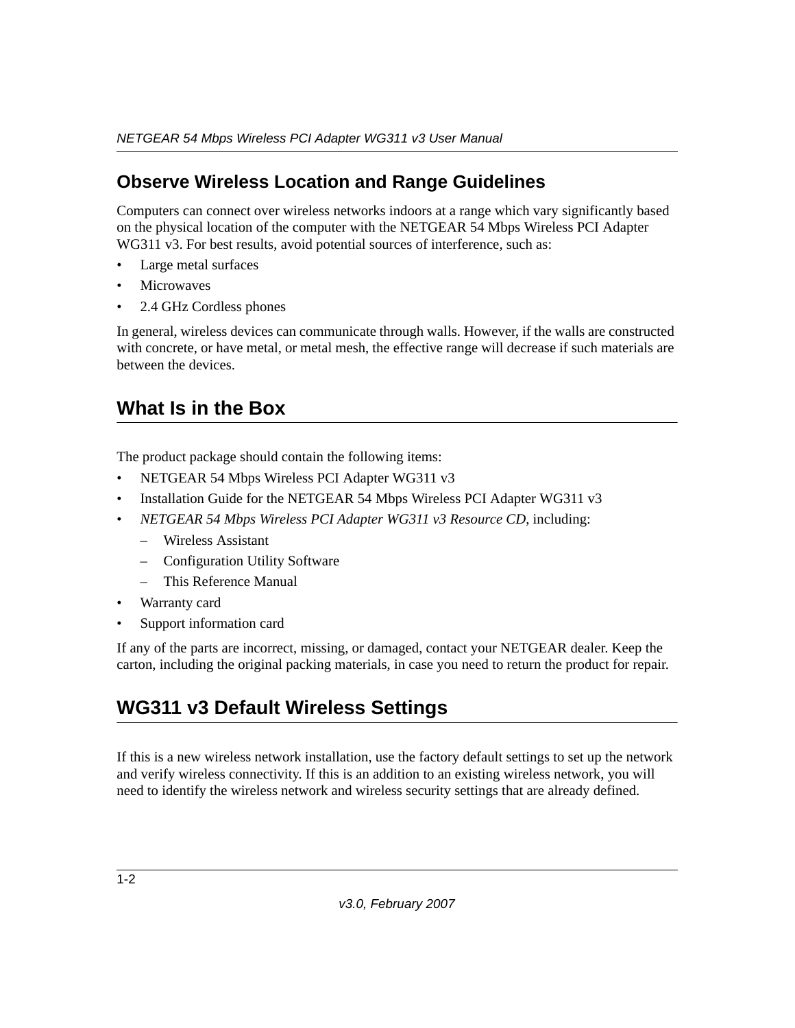## Observe Wireless Location and Range Guidelines

Computers can connect over wireless networks indoors at a range which vary significantly based on the physical location of the computer with the NETGEAR 54 Mbps Wireless PCI Adapter WG311 v3. For best results, avoid potential sources of interference, such as:

- Large metal surfaces
- Microwaves
- 2.4 GHz Cordless phones

In general, wireless devices can communicate through walls. However, if the walls are constructed with concrete, or have metal, or metal mesh, the effective range will decrease if such materials are between the devices.

## What Is in the Box

The product package should contain the following items:

- NETGEAR 54 Mbps Wireless PCI Adapter WG311 v3
- Installation Guide for the NETGEAR 54 Mbps Wireless PCI Adapter WG311 v3
- *NETGEAR 54 Mbps Wireless PCI Adapter WG311 v3 Resource CD*, including:
  - Wireless Assistant
  - Configuration Utility Software
  - This Reference Manual
- Warranty card
- Support information card

If any of the parts are incorrect, missing, or damaged, contact your NETGEAR dealer. Keep the carton, including the original packing materials, in case you need to return the product for repair.

## WG311 v3 Default Wireless Settings

If this is a new wireless network installation, use the factory default settings to set up the network and verify wireless connectivity. If this is an addition to an existing wireless network, you will need to identify the wireless network and wireless security settings that are already defined.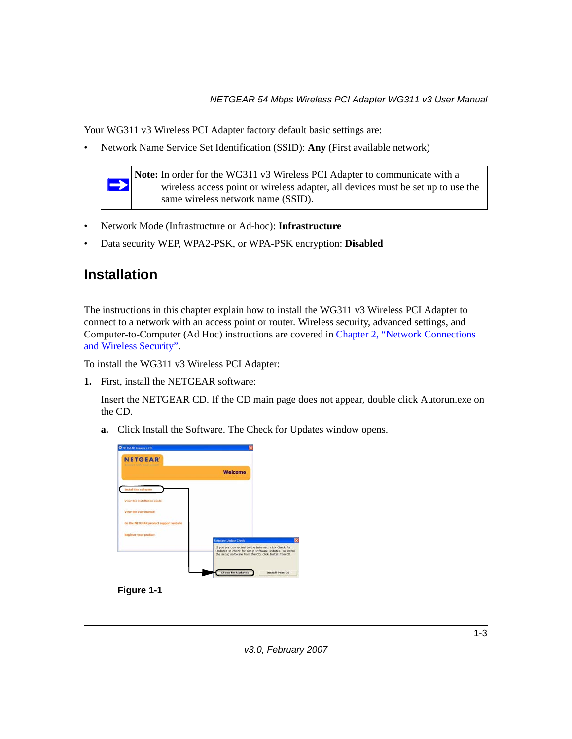Your WG311 v3 Wireless PCI Adapter factory default basic settings are:

- Network Name Service Set Identification (SSID): **Any** (First available network)

> **Note:** In order for the WG311 v3 Wireless PCI Adapter to communicate with a wireless access point or wireless adapter, all devices must be set up to use the same wireless network name (SSID).

- Network Mode (Infrastructure or Ad-hoc): **Infrastructure**
- Data security WEP, WPA2-PSK, or WPA-PSK encryption: **Disabled**

## Installation

The instructions in this chapter explain how to install the WG311 v3 Wireless PCI Adapter to connect to a network with an access point or router. Wireless security, advanced settings, and Computer-to-Computer (Ad Hoc) instructions are covered in Chapter 2, "Network Connections and Wireless Security".

To install the WG311 v3 Wireless PCI Adapter:

**1.** First, install the NETGEAR software:

Insert the NETGEAR CD. If the CD main page does not appear, double click Autorun.exe on the CD.

**a.** Click Install the Software. The Check for Updates window opens.

**Figure 1-1**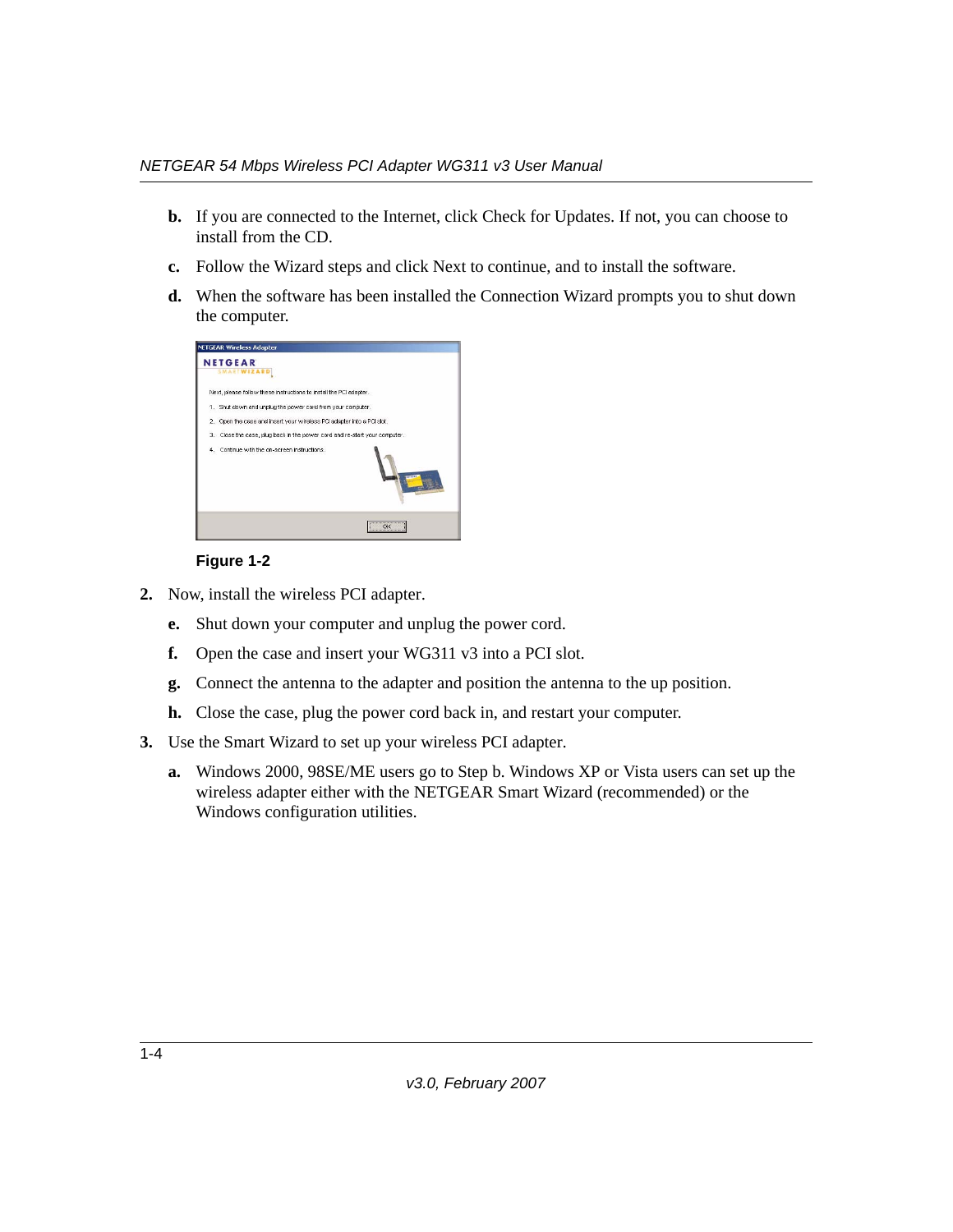b. If you are connected to the Internet, click Check for Updates. If not, you can choose to install from the CD.

c. Follow the Wizard steps and click Next to continue, and to install the software.

d. When the software has been installed the Connection Wizard prompts you to shut down the computer.

**Figure 1-2**

2. Now, install the wireless PCI adapter.

   e. Shut down your computer and unplug the power cord.

   f. Open the case and insert your WG311 v3 into a PCI slot.

   g. Connect the antenna to the adapter and position the antenna to the up position.

   h. Close the case, plug the power cord back in, and restart your computer.

3. Use the Smart Wizard to set up your wireless PCI adapter.

   a. Windows 2000, 98SE/ME users go to Step b. Windows XP or Vista users can set up the wireless adapter either with the NETGEAR Smart Wizard (recommended) or the Windows configuration utilities.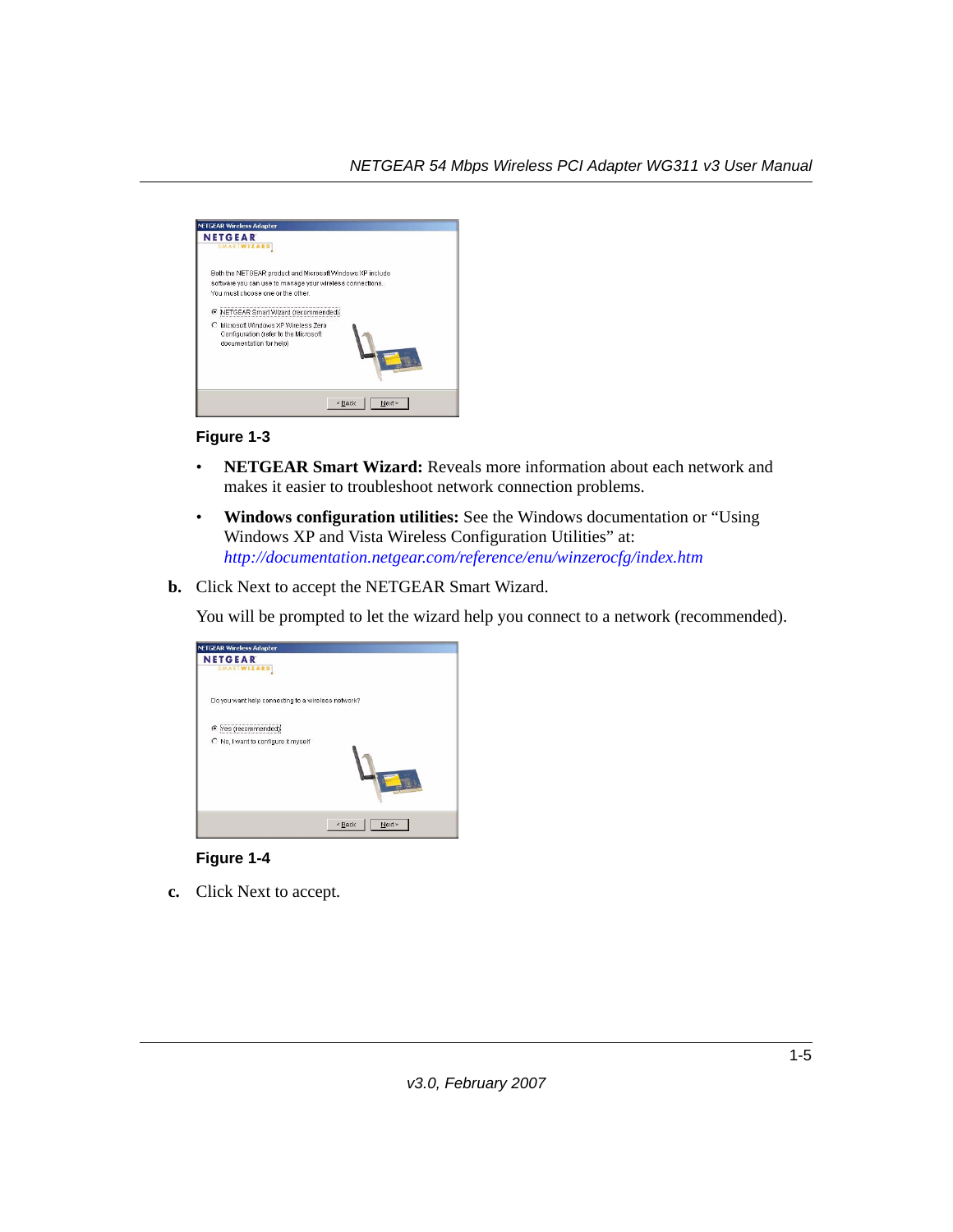**Figure 1-3**

- **NETGEAR Smart Wizard:** Reveals more information about each network and makes it easier to troubleshoot network connection problems.
- **Windows configuration utilities:** See the Windows documentation or "Using Windows XP and Vista Wireless Configuration Utilities" at: *http://documentation.netgear.com/reference/enu/winzerocfg/index.htm*

**b.** Click Next to accept the NETGEAR Smart Wizard.

You will be prompted to let the wizard help you connect to a network (recommended).

**Figure 1-4**

**c.** Click Next to accept.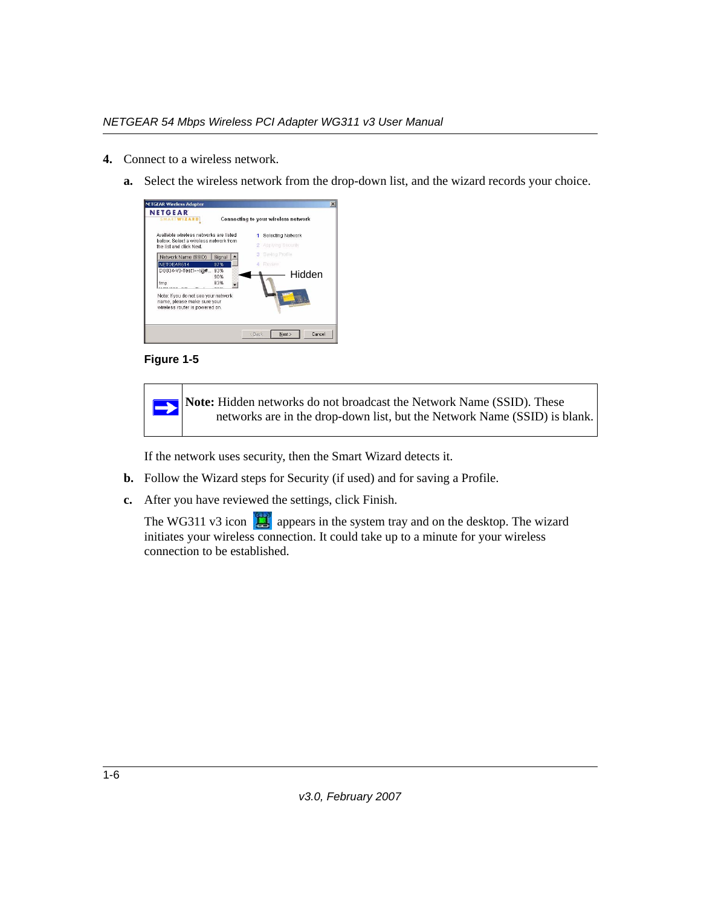4. Connect to a wireless network.

   a. Select the wireless network from the drop-down list, and the wizard records your choice.

Figure 1-5

> **Note:** Hidden networks do not broadcast the Network Name (SSID). These networks are in the drop-down list, but the Network Name (SSID) is blank.

If the network uses security, then the Smart Wizard detects it.

   b. Follow the Wizard steps for Security (if used) and for saving a Profile.

   c. After you have reviewed the settings, click Finish.

The WG311 v3 icon appears in the system tray and on the desktop. The wizard initiates your wireless connection. It could take up to a minute for your wireless connection to be established.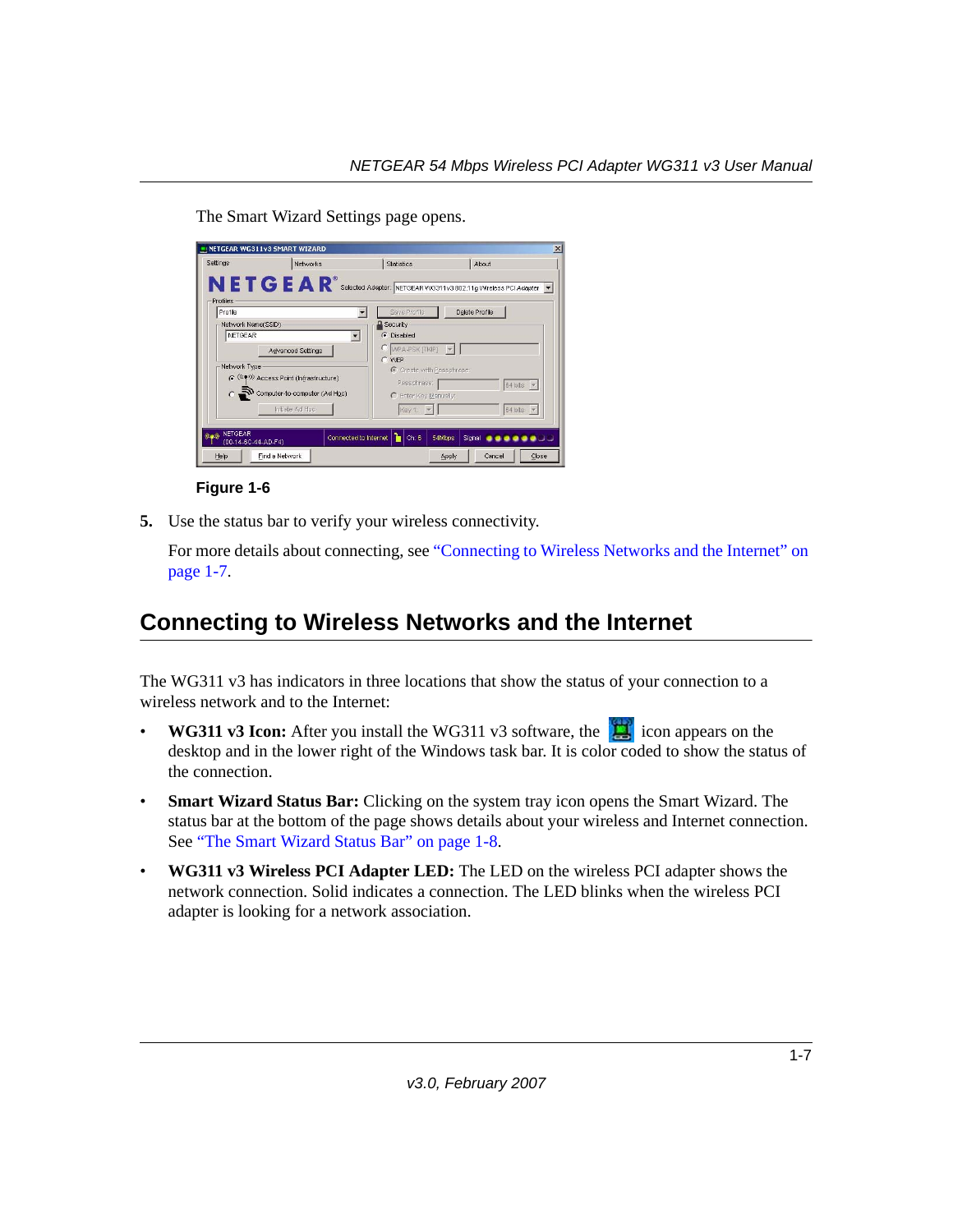The Smart Wizard Settings page opens.

**Figure 1-6**

5. Use the status bar to verify your wireless connectivity.

   For more details about connecting, see "Connecting to Wireless Networks and the Internet" on page 1-7.

## Connecting to Wireless Networks and the Internet

The WG311 v3 has indicators in three locations that show the status of your connection to a wireless network and to the Internet:

- **WG311 v3 Icon:** After you install the WG311 v3 software, the icon appears on the desktop and in the lower right of the Windows task bar. It is color coded to show the status of the connection.
- **Smart Wizard Status Bar:** Clicking on the system tray icon opens the Smart Wizard. The status bar at the bottom of the page shows details about your wireless and Internet connection. See "The Smart Wizard Status Bar" on page 1-8.
- **WG311 v3 Wireless PCI Adapter LED:** The LED on the wireless PCI adapter shows the network connection. Solid indicates a connection. The LED blinks when the wireless PCI adapter is looking for a network association.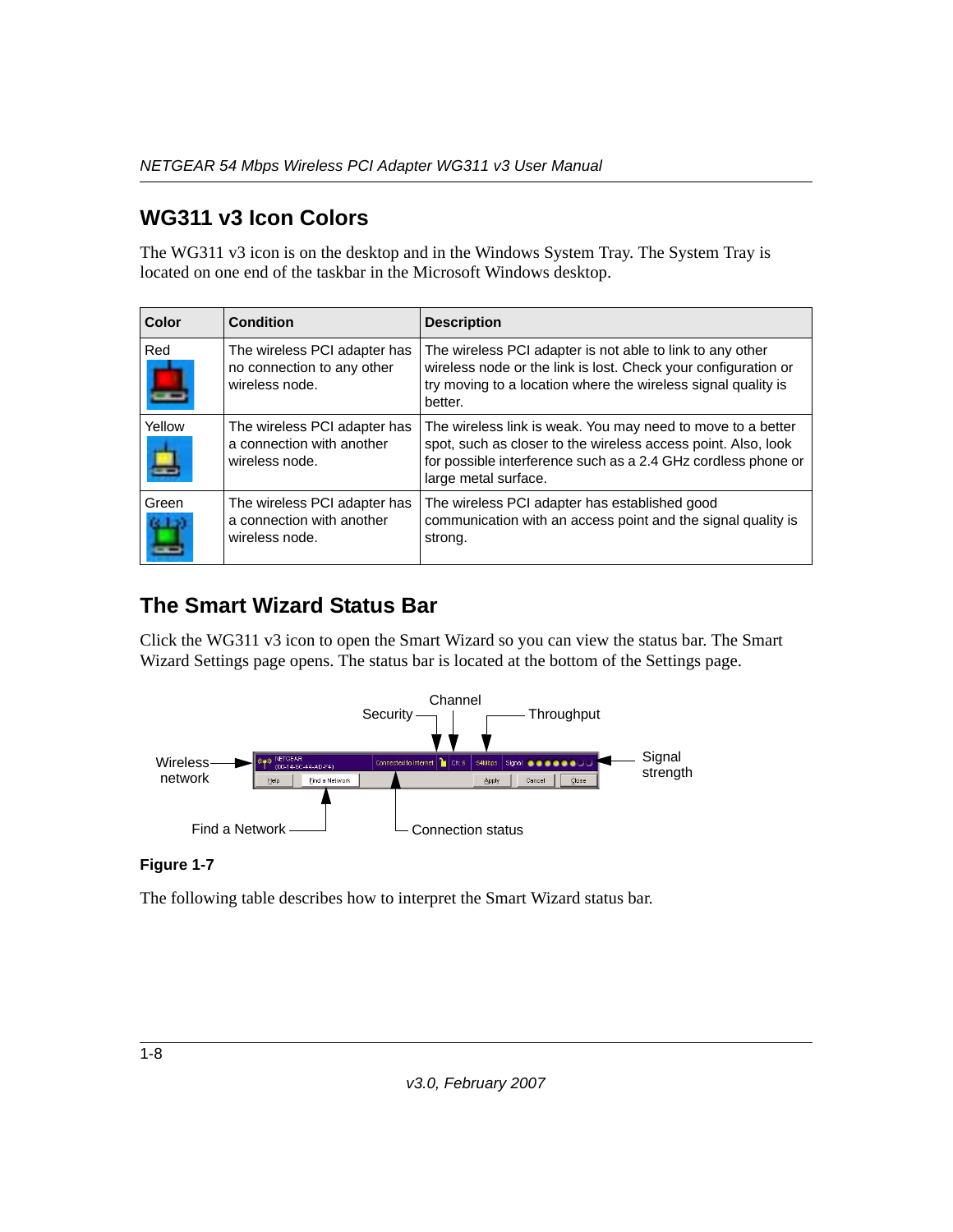## WG311 v3 Icon Colors

The WG311 v3 icon is on the desktop and in the Windows System Tray. The System Tray is located on one end of the taskbar in the Microsoft Windows desktop.

| Color | Condition | Description |
|---|---|---|
| Red | The wireless PCI adapter has no connection to any other wireless node. | The wireless PCI adapter is not able to link to any other wireless node or the link is lost. Check your configuration or try moving to a location where the wireless signal quality is better. |
| Yellow | The wireless PCI adapter has a connection with another wireless node. | The wireless link is weak. You may need to move to a better spot, such as closer to the wireless access point. Also, look for possible interference such as a 2.4 GHz cordless phone or large metal surface. |
| Green | The wireless PCI adapter has a connection with another wireless node. | The wireless PCI adapter has established good communication with an access point and the signal quality is strong. |

## The Smart Wizard Status Bar

Click the WG311 v3 icon to open the Smart Wizard so you can view the status bar. The Smart Wizard Settings page opens. The status bar is located at the bottom of the Settings page.

**Figure 1-7**

The following table describes how to interpret the Smart Wizard status bar.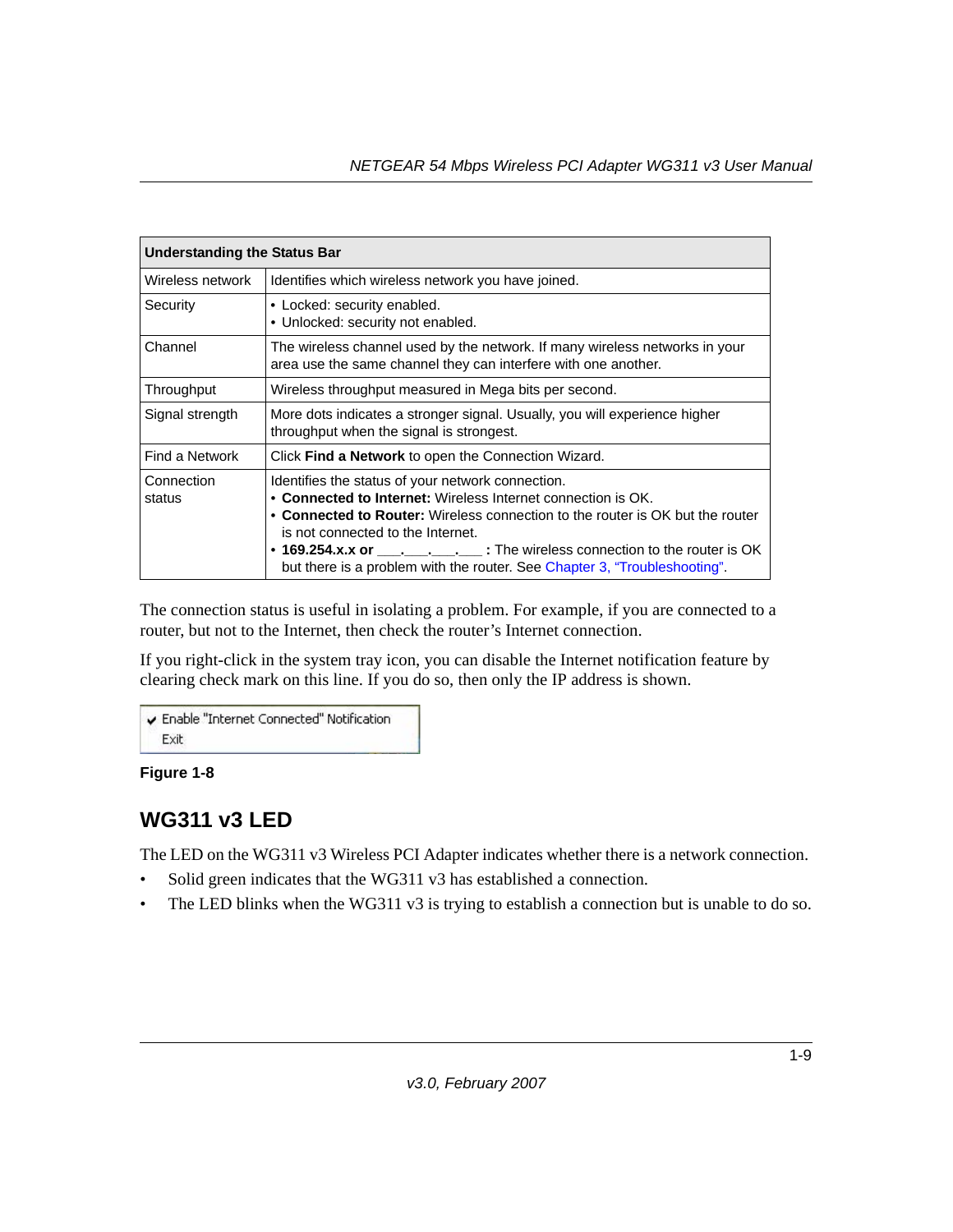| Understanding the Status Bar | |
|---|---|
| Wireless network | Identifies which wireless network you have joined. |
| Security | • Locked: security enabled.<br>• Unlocked: security not enabled. |
| Channel | The wireless channel used by the network. If many wireless networks in your area use the same channel they can interfere with one another. |
| Throughput | Wireless throughput measured in Mega bits per second. |
| Signal strength | More dots indicates a stronger signal. Usually, you will experience higher throughput when the signal is strongest. |
| Find a Network | Click **Find a Network** to open the Connection Wizard. |
| Connection status | Identifies the status of your network connection.<br>• **Connected to Internet:** Wireless Internet connection is OK.<br>• **Connected to Router:** Wireless connection to the router is OK but the router is not connected to the Internet.<br>• **169.254.x.x or ___.___.___.___ :** The wireless connection to the router is OK but there is a problem with the router. See Chapter 3, "Troubleshooting". |

The connection status is useful in isolating a problem. For example, if you are connected to a router, but not to the Internet, then check the router's Internet connection.

If you right-click in the system tray icon, you can disable the Internet notification feature by clearing check mark on this line. If you do so, then only the IP address is shown.

✔ Enable "Internet Connected" Notification
Exit

**Figure 1-8**

## WG311 v3 LED

The LED on the WG311 v3 Wireless PCI Adapter indicates whether there is a network connection.

- Solid green indicates that the WG311 v3 has established a connection.
- The LED blinks when the WG311 v3 is trying to establish a connection but is unable to do so.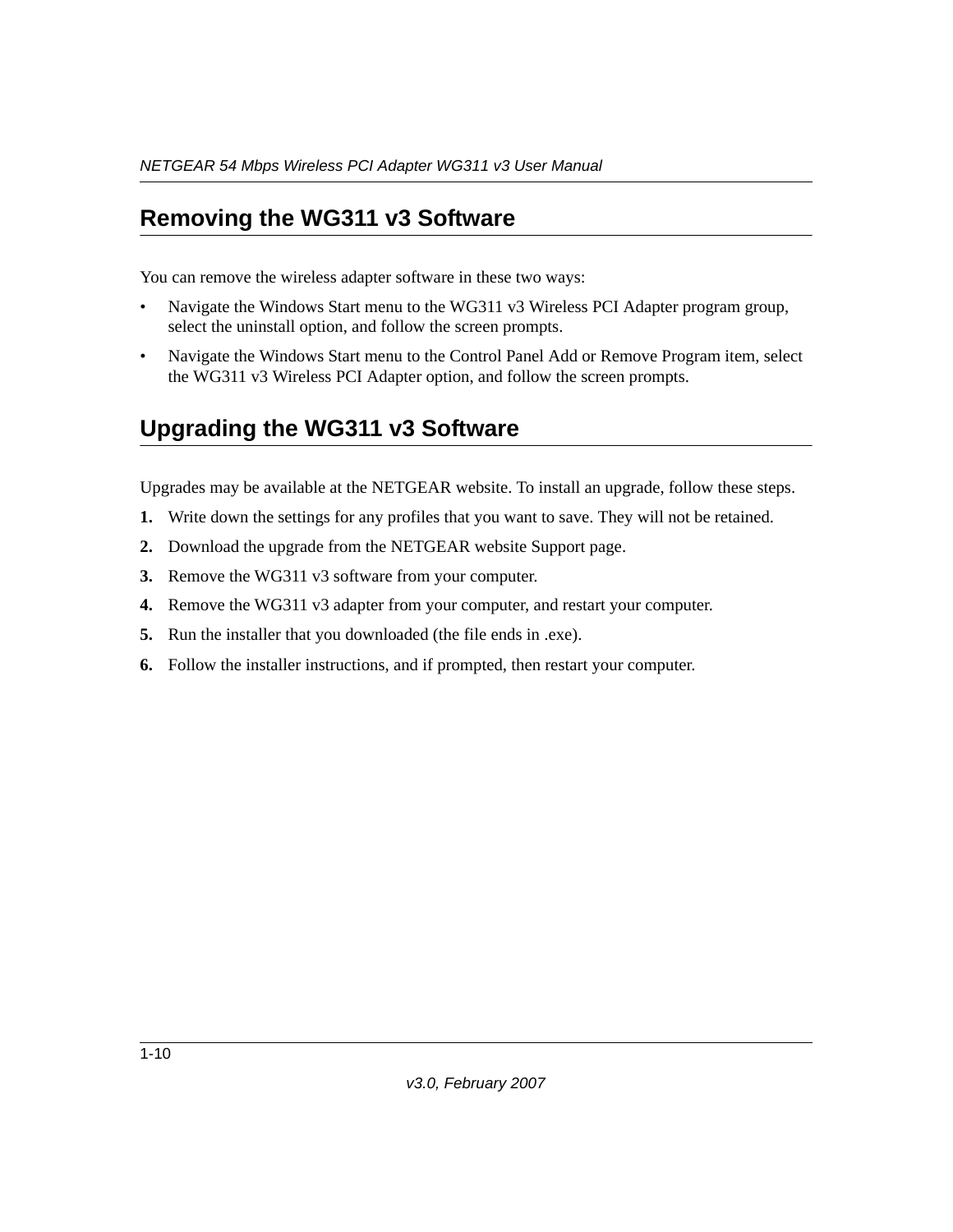## Removing the WG311 v3 Software

You can remove the wireless adapter software in these two ways:

- Navigate the Windows Start menu to the WG311 v3 Wireless PCI Adapter program group, select the uninstall option, and follow the screen prompts.
- Navigate the Windows Start menu to the Control Panel Add or Remove Program item, select the WG311 v3 Wireless PCI Adapter option, and follow the screen prompts.

## Upgrading the WG311 v3 Software

Upgrades may be available at the NETGEAR website. To install an upgrade, follow these steps.

1. Write down the settings for any profiles that you want to save. They will not be retained.
2. Download the upgrade from the NETGEAR website Support page.
3. Remove the WG311 v3 software from your computer.
4. Remove the WG311 v3 adapter from your computer, and restart your computer.
5. Run the installer that you downloaded (the file ends in .exe).
6. Follow the installer instructions, and if prompted, then restart your computer.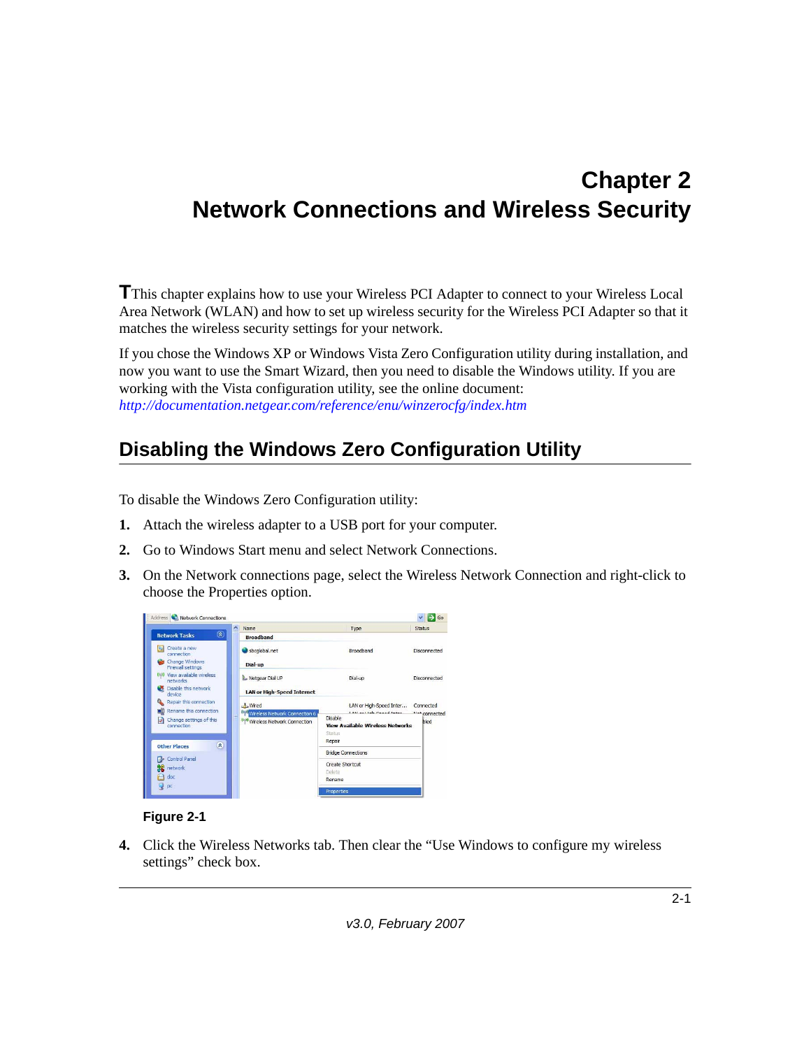# Chapter 2
# Network Connections and Wireless Security

This chapter explains how to use your Wireless PCI Adapter to connect to your Wireless Local Area Network (WLAN) and how to set up wireless security for the Wireless PCI Adapter so that it matches the wireless security settings for your network.

If you chose the Windows XP or Windows Vista Zero Configuration utility during installation, and now you want to use the Smart Wizard, then you need to disable the Windows utility. If you are working with the Vista configuration utility, see the online document: *http://documentation.netgear.com/reference/enu/winzerocfg/index.htm*

## Disabling the Windows Zero Configuration Utility

To disable the Windows Zero Configuration utility:

1. Attach the wireless adapter to a USB port for your computer.
2. Go to Windows Start menu and select Network Connections.
3. On the Network connections page, select the Wireless Network Connection and right-click to choose the Properties option.

**Figure 2-1**

4. Click the Wireless Networks tab. Then clear the "Use Windows to configure my wireless settings" check box.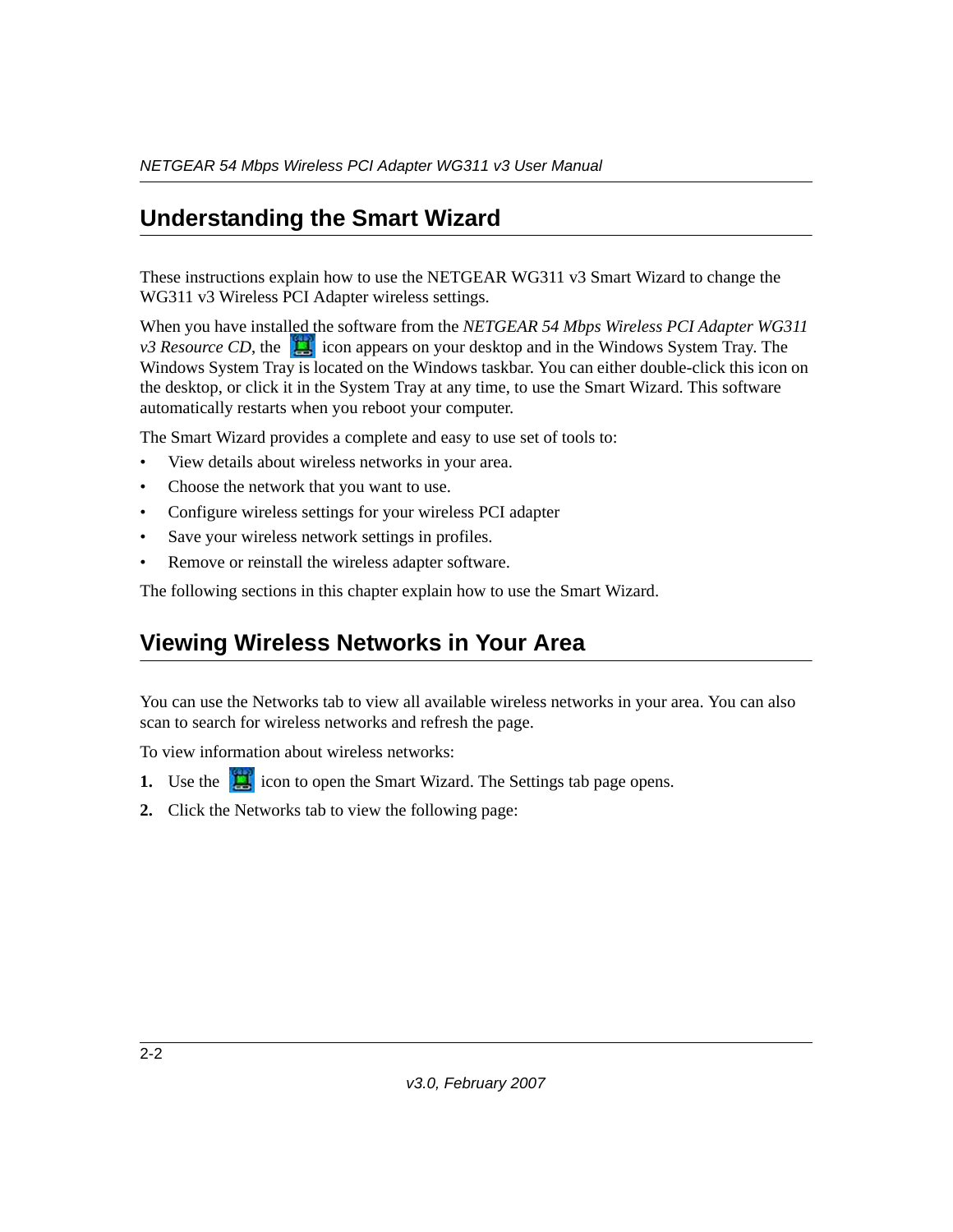## Understanding the Smart Wizard

These instructions explain how to use the NETGEAR WG311 v3 Smart Wizard to change the WG311 v3 Wireless PCI Adapter wireless settings.

When you have installed the software from the *NETGEAR 54 Mbps Wireless PCI Adapter WG311 v3 Resource CD*, the icon appears on your desktop and in the Windows System Tray. The Windows System Tray is located on the Windows taskbar. You can either double-click this icon on the desktop, or click it in the System Tray at any time, to use the Smart Wizard. This software automatically restarts when you reboot your computer.

The Smart Wizard provides a complete and easy to use set of tools to:

- View details about wireless networks in your area.
- Choose the network that you want to use.
- Configure wireless settings for your wireless PCI adapter
- Save your wireless network settings in profiles.
- Remove or reinstall the wireless adapter software.

The following sections in this chapter explain how to use the Smart Wizard.

## Viewing Wireless Networks in Your Area

You can use the Networks tab to view all available wireless networks in your area. You can also scan to search for wireless networks and refresh the page.

To view information about wireless networks:

1. Use the icon to open the Smart Wizard. The Settings tab page opens.
2. Click the Networks tab to view the following page: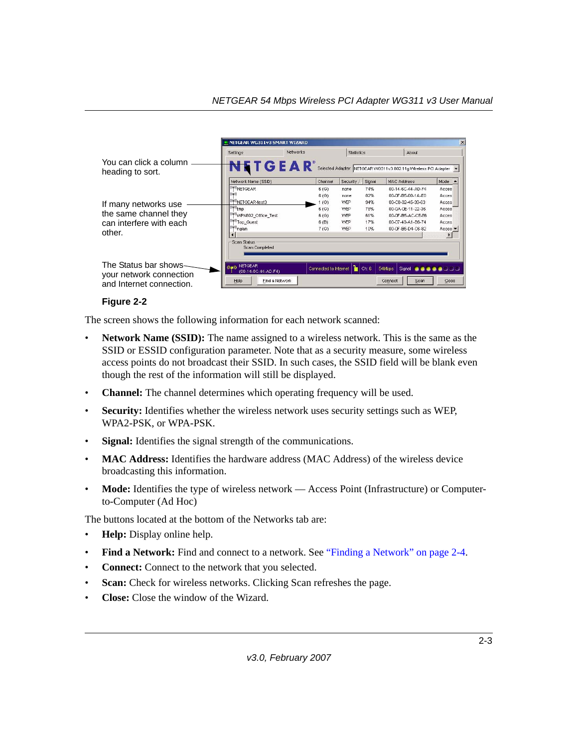You can click a column heading to sort.

If many networks use the same channel they can interfere with each other.

The Status bar shows your network connection and Internet connection.

**Figure 2-2**

The screen shows the following information for each network scanned:

- **Network Name (SSID):** The name assigned to a wireless network. This is the same as the SSID or ESSID configuration parameter. Note that as a security measure, some wireless access points do not broadcast their SSID. In such cases, the SSID field will be blank even though the rest of the information will still be displayed.
- **Channel:** The channel determines which operating frequency will be used.
- **Security:** Identifies whether the wireless network uses security settings such as WEP, WPA2-PSK, or WPA-PSK.
- **Signal:** Identifies the signal strength of the communications.
- **MAC Address:** Identifies the hardware address (MAC Address) of the wireless device broadcasting this information.
- **Mode:** Identifies the type of wireless network — Access Point (Infrastructure) or Computer-to-Computer (Ad Hoc)

The buttons located at the bottom of the Networks tab are:

- **Help:** Display online help.
- **Find a Network:** Find and connect to a network. See "Finding a Network" on page 2-4.
- **Connect:** Connect to the network that you selected.
- **Scan:** Check for wireless networks. Clicking Scan refreshes the page.
- **Close:** Close the window of the Wizard.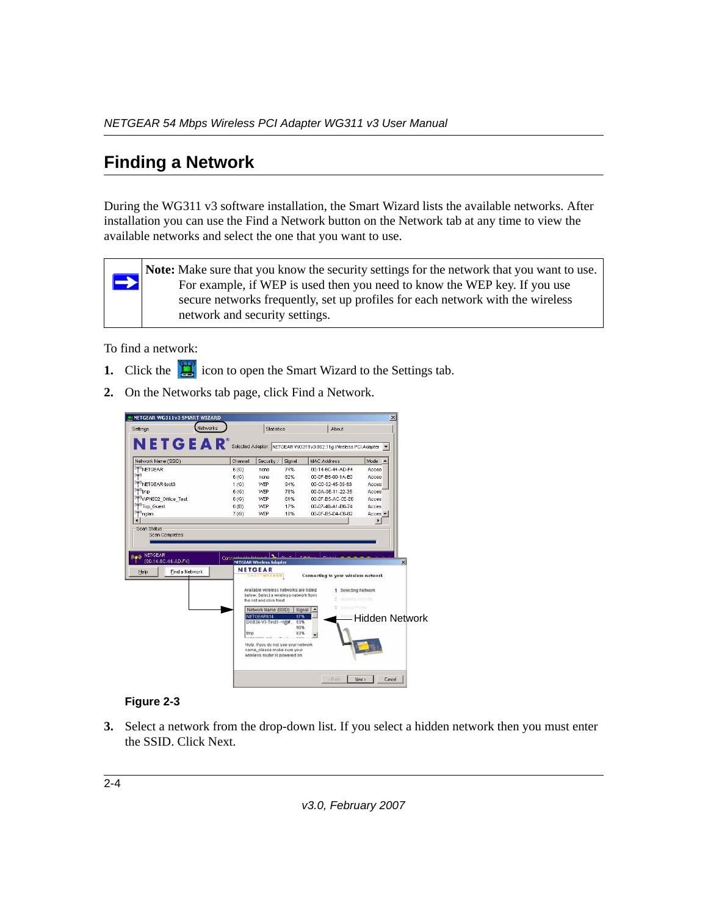## Finding a Network

During the WG311 v3 software installation, the Smart Wizard lists the available networks. After installation you can use the Find a Network button on the Network tab at any time to view the available networks and select the one that you want to use.

> **Note:** Make sure that you know the security settings for the network that you want to use. For example, if WEP is used then you need to know the WEP key. If you use secure networks frequently, set up profiles for each network with the wireless network and security settings.

To find a network:

1. Click the icon to open the Smart Wizard to the Settings tab.
2. On the Networks tab page, click Find a Network.

**Figure 2-3**

3. Select a network from the drop-down list. If you select a hidden network then you must enter the SSID. Click Next.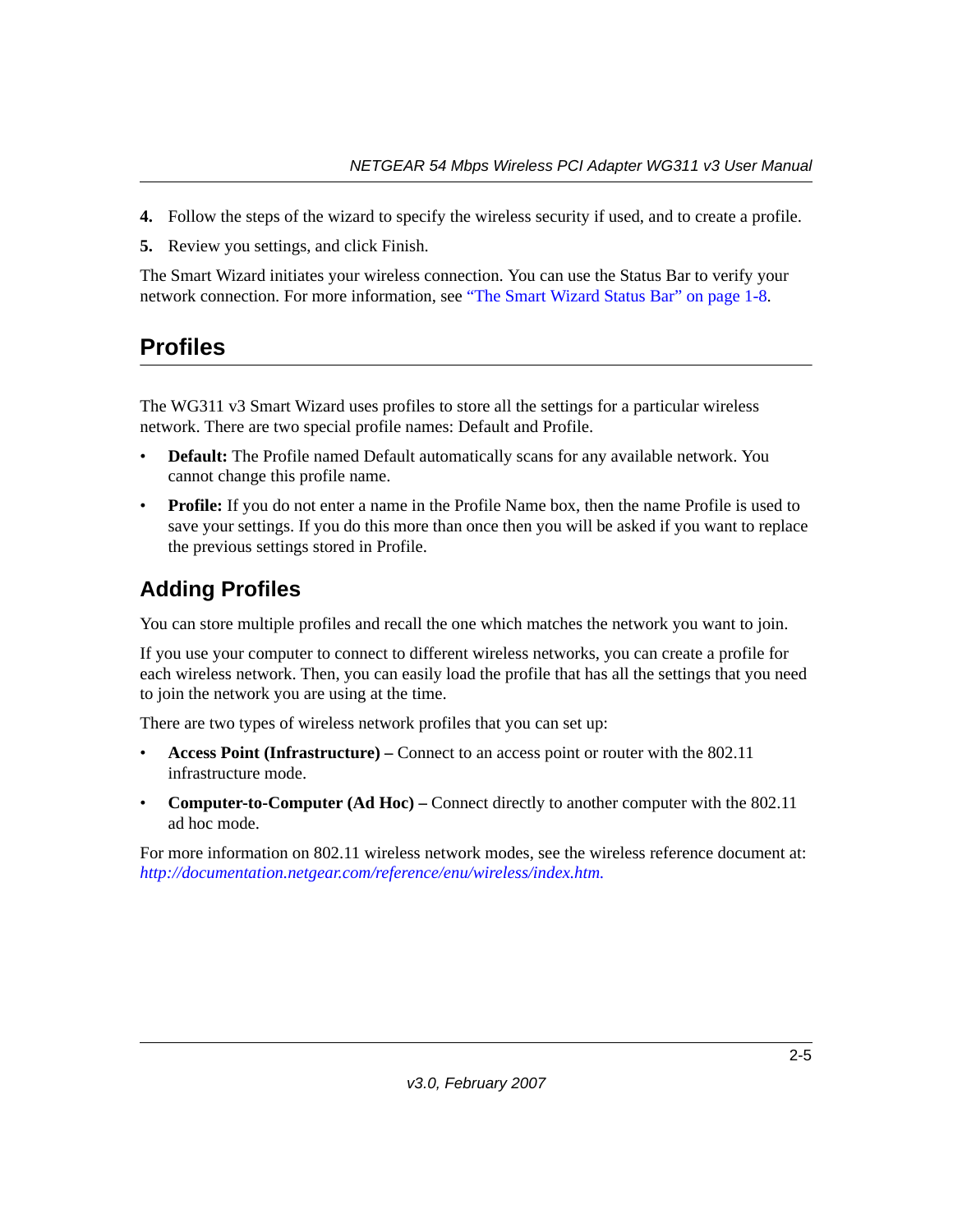4. Follow the steps of the wizard to specify the wireless security if used, and to create a profile.
5. Review you settings, and click Finish.

The Smart Wizard initiates your wireless connection. You can use the Status Bar to verify your network connection. For more information, see "The Smart Wizard Status Bar" on page 1-8.

## Profiles

The WG311 v3 Smart Wizard uses profiles to store all the settings for a particular wireless network. There are two special profile names: Default and Profile.

- **Default:** The Profile named Default automatically scans for any available network. You cannot change this profile name.
- **Profile:** If you do not enter a name in the Profile Name box, then the name Profile is used to save your settings. If you do this more than once then you will be asked if you want to replace the previous settings stored in Profile.

### Adding Profiles

You can store multiple profiles and recall the one which matches the network you want to join.

If you use your computer to connect to different wireless networks, you can create a profile for each wireless network. Then, you can easily load the profile that has all the settings that you need to join the network you are using at the time.

There are two types of wireless network profiles that you can set up:

- **Access Point (Infrastructure) –** Connect to an access point or router with the 802.11 infrastructure mode.
- **Computer-to-Computer (Ad Hoc) –** Connect directly to another computer with the 802.11 ad hoc mode.

For more information on 802.11 wireless network modes, see the wireless reference document at: *http://documentation.netgear.com/reference/enu/wireless/index.htm.*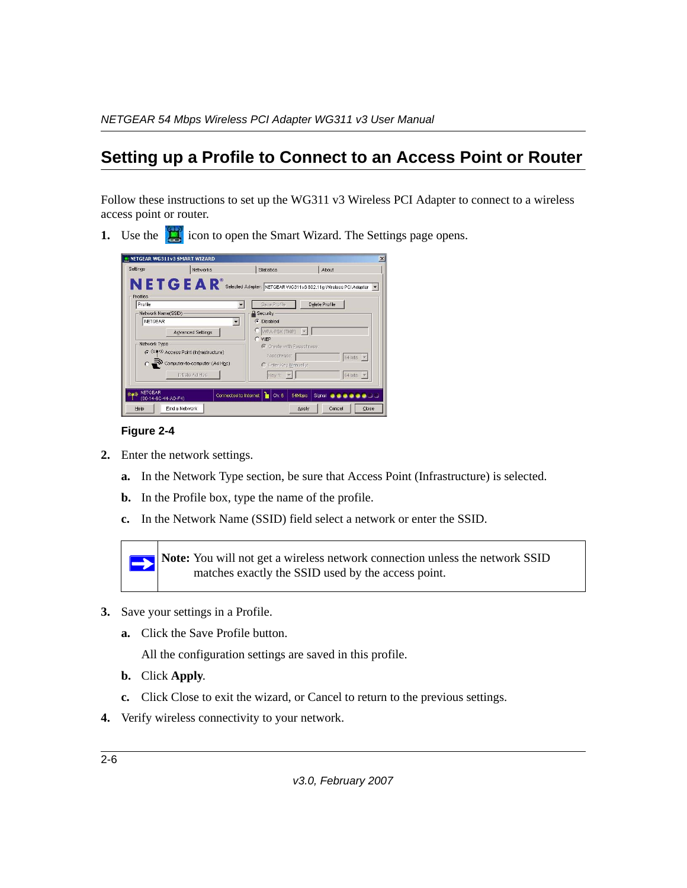## Setting up a Profile to Connect to an Access Point or Router

Follow these instructions to set up the WG311 v3 Wireless PCI Adapter to connect to a wireless access point or router.

1. Use the icon to open the Smart Wizard. The Settings page opens.

**Figure 2-4**

2. Enter the network settings.
   - **a.** In the Network Type section, be sure that Access Point (Infrastructure) is selected.
   - **b.** In the Profile box, type the name of the profile.
   - **c.** In the Network Name (SSID) field select a network or enter the SSID.

> **Note:** You will not get a wireless network connection unless the network SSID matches exactly the SSID used by the access point.

3. Save your settings in a Profile.
   - **a.** Click the Save Profile button.

     All the configuration settings are saved in this profile.
   - **b.** Click **Apply**.
   - **c.** Click Close to exit the wizard, or Cancel to return to the previous settings.
4. Verify wireless connectivity to your network.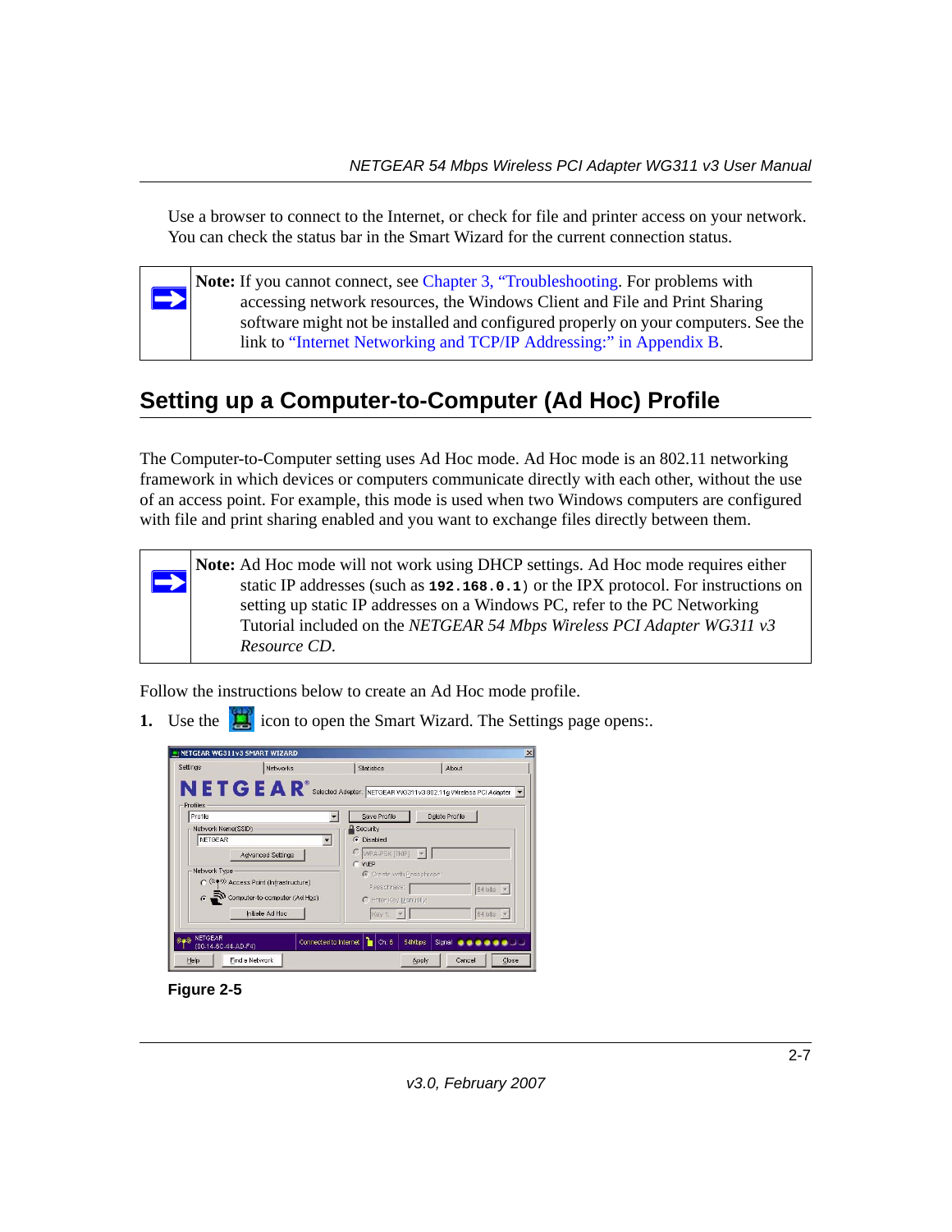Use a browser to connect to the Internet, or check for file and printer access on your network. You can check the status bar in the Smart Wizard for the current connection status.

> **Note:** If you cannot connect, see Chapter 3, "Troubleshooting. For problems with accessing network resources, the Windows Client and File and Print Sharing software might not be installed and configured properly on your computers. See the link to "Internet Networking and TCP/IP Addressing:" in Appendix B.

## Setting up a Computer-to-Computer (Ad Hoc) Profile

The Computer-to-Computer setting uses Ad Hoc mode. Ad Hoc mode is an 802.11 networking framework in which devices or computers communicate directly with each other, without the use of an access point. For example, this mode is used when two Windows computers are configured with file and print sharing enabled and you want to exchange files directly between them.

> **Note:** Ad Hoc mode will not work using DHCP settings. Ad Hoc mode requires either static IP addresses (such as **192.168.0.1**) or the IPX protocol. For instructions on setting up static IP addresses on a Windows PC, refer to the PC Networking Tutorial included on the *NETGEAR 54 Mbps Wireless PCI Adapter WG311 v3 Resource CD*.

Follow the instructions below to create an Ad Hoc mode profile.

1. Use the icon to open the Smart Wizard. The Settings page opens:.

**Figure 2-5**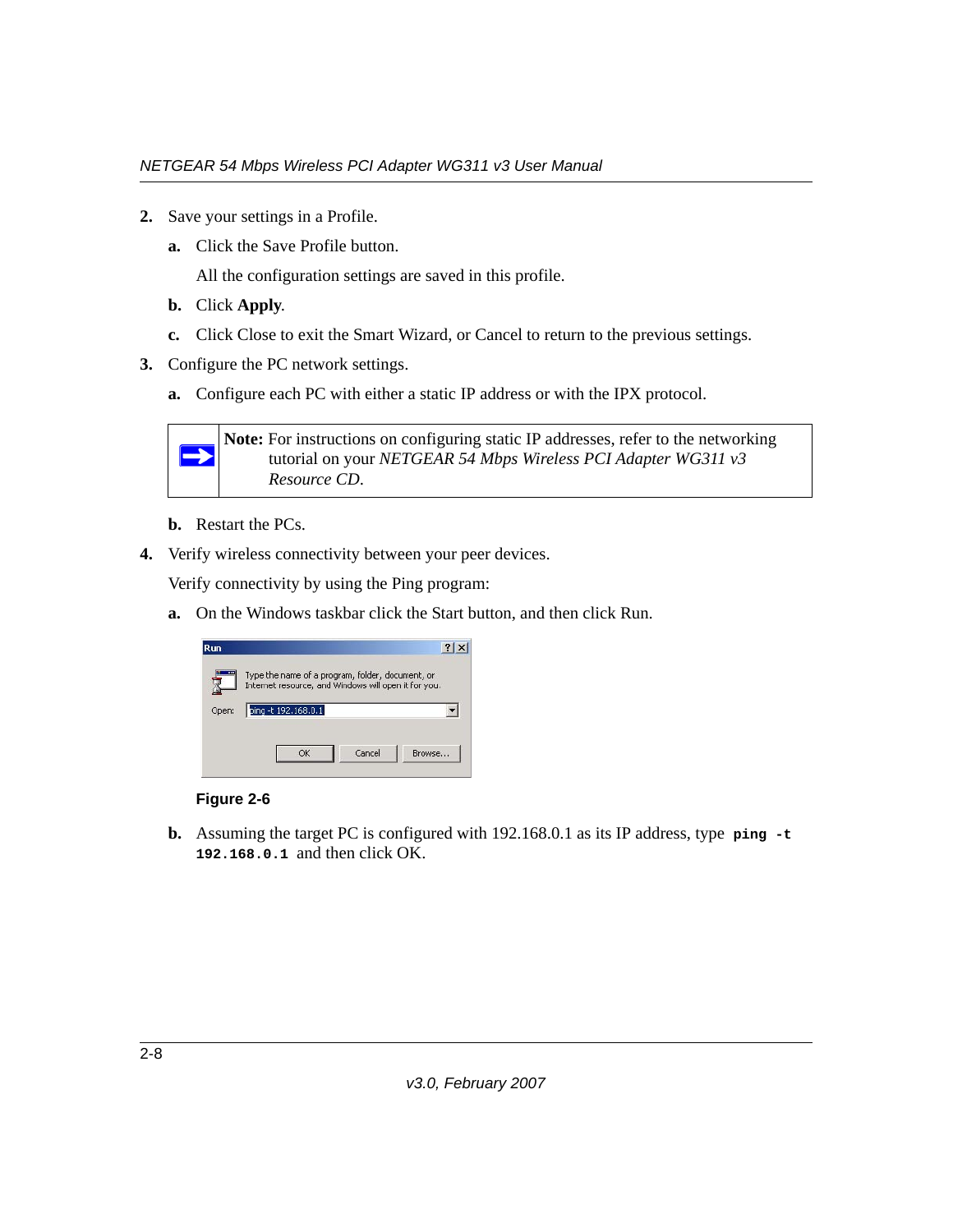2. Save your settings in a Profile.

   **a.** Click the Save Profile button.

   All the configuration settings are saved in this profile.

   **b.** Click **Apply**.

   **c.** Click Close to exit the Smart Wizard, or Cancel to return to the previous settings.

3. Configure the PC network settings.

   **a.** Configure each PC with either a static IP address or with the IPX protocol.

   > **Note:** For instructions on configuring static IP addresses, refer to the networking tutorial on your *NETGEAR 54 Mbps Wireless PCI Adapter WG311 v3 Resource CD*.

   **b.** Restart the PCs.

4. Verify wireless connectivity between your peer devices.

   Verify connectivity by using the Ping program:

   **a.** On the Windows taskbar click the Start button, and then click Run.

   **Figure 2-6**

   **b.** Assuming the target PC is configured with 192.168.0.1 as its IP address, type **`ping -t 192.168.0.1`** and then click OK.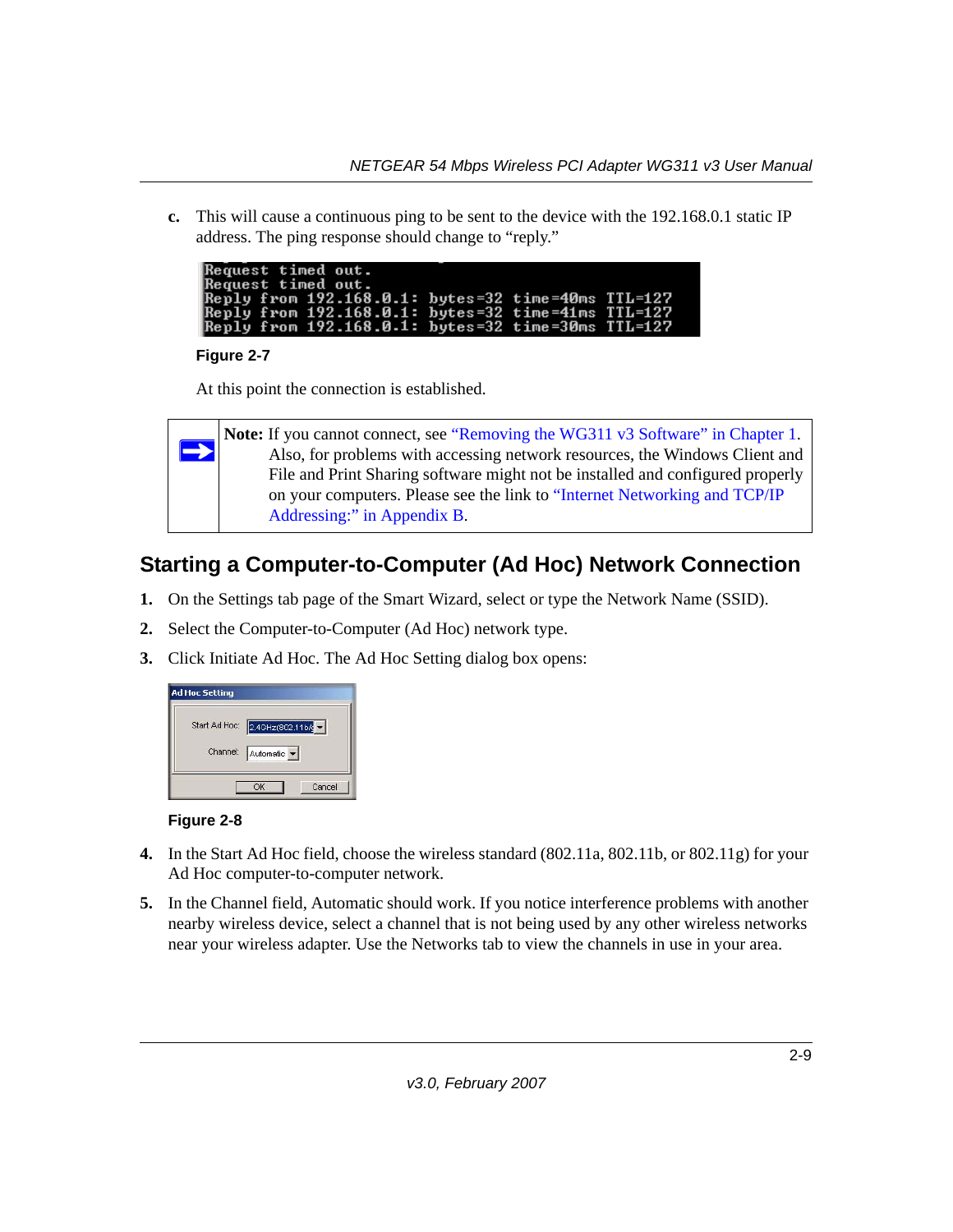c. This will cause a continuous ping to be sent to the device with the 192.168.0.1 static IP address. The ping response should change to “reply.”

```
Request timed out.
Request timed out.
Reply from 192.168.0.1: bytes=32 time=40ms TTL=127
Reply from 192.168.0.1: bytes=32 time=41ms TTL=127
Reply from 192.168.0.1: bytes=32 time=30ms TTL=127
```

**Figure 2-7**

At this point the connection is established.

> **Note:** If you cannot connect, see “Removing the WG311 v3 Software” in Chapter 1. Also, for problems with accessing network resources, the Windows Client and File and Print Sharing software might not be installed and configured properly on your computers. Please see the link to “Internet Networking and TCP/IP Addressing:” in Appendix B.

## Starting a Computer-to-Computer (Ad Hoc) Network Connection

1. On the Settings tab page of the Smart Wizard, select or type the Network Name (SSID).
2. Select the Computer-to-Computer (Ad Hoc) network type.
3. Click Initiate Ad Hoc. The Ad Hoc Setting dialog box opens:

**Figure 2-8**

4. In the Start Ad Hoc field, choose the wireless standard (802.11a, 802.11b, or 802.11g) for your Ad Hoc computer-to-computer network.
5. In the Channel field, Automatic should work. If you notice interference problems with another nearby wireless device, select a channel that is not being used by any other wireless networks near your wireless adapter. Use the Networks tab to view the channels in use in your area.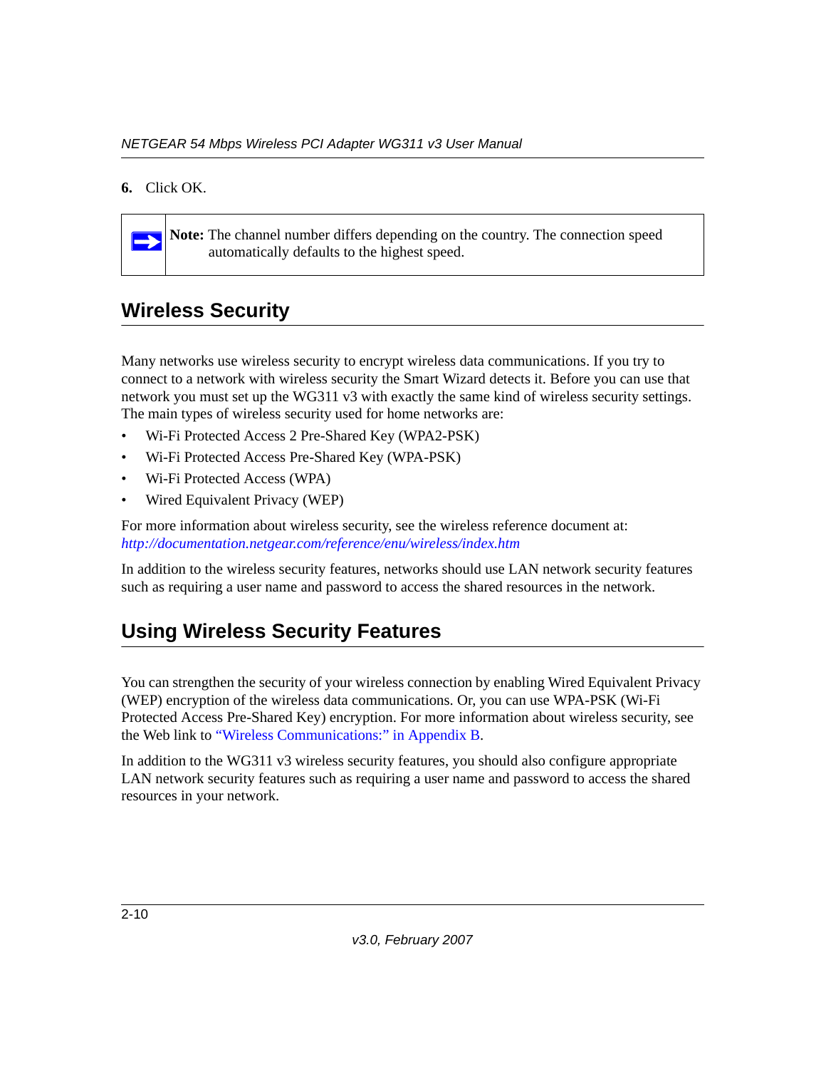6. Click OK.

> **Note:** The channel number differs depending on the country. The connection speed automatically defaults to the highest speed.

## Wireless Security

Many networks use wireless security to encrypt wireless data communications. If you try to connect to a network with wireless security the Smart Wizard detects it. Before you can use that network you must set up the WG311 v3 with exactly the same kind of wireless security settings. The main types of wireless security used for home networks are:

- Wi-Fi Protected Access 2 Pre-Shared Key (WPA2-PSK)
- Wi-Fi Protected Access Pre-Shared Key (WPA-PSK)
- Wi-Fi Protected Access (WPA)
- Wired Equivalent Privacy (WEP)

For more information about wireless security, see the wireless reference document at: *http://documentation.netgear.com/reference/enu/wireless/index.htm*

In addition to the wireless security features, networks should use LAN network security features such as requiring a user name and password to access the shared resources in the network.

## Using Wireless Security Features

You can strengthen the security of your wireless connection by enabling Wired Equivalent Privacy (WEP) encryption of the wireless data communications. Or, you can use WPA-PSK (Wi-Fi Protected Access Pre-Shared Key) encryption. For more information about wireless security, see the Web link to "Wireless Communications:" in Appendix B.

In addition to the WG311 v3 wireless security features, you should also configure appropriate LAN network security features such as requiring a user name and password to access the shared resources in your network.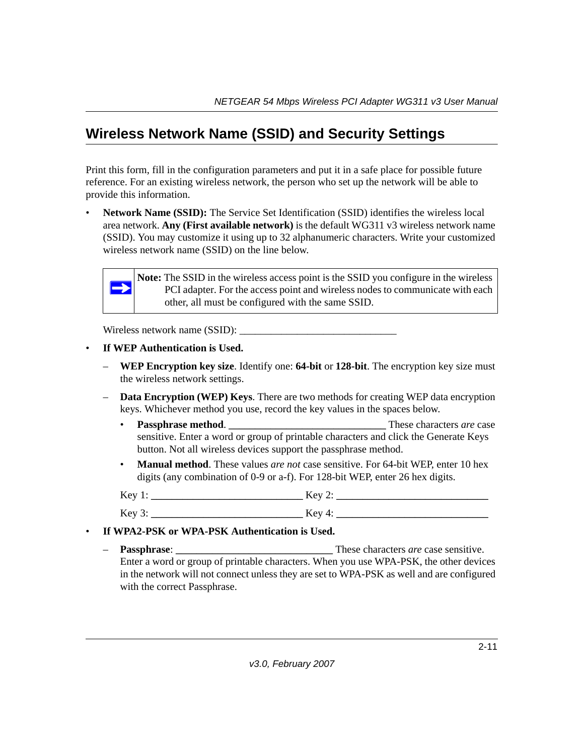## Wireless Network Name (SSID) and Security Settings

Print this form, fill in the configuration parameters and put it in a safe place for possible future reference. For an existing wireless network, the person who set up the network will be able to provide this information.

- **Network Name (SSID):** The Service Set Identification (SSID) identifies the wireless local area network. **Any (First available network)** is the default WG311 v3 wireless network name (SSID). You may customize it using up to 32 alphanumeric characters. Write your customized wireless network name (SSID) on the line below.

  > **Note:** The SSID in the wireless access point is the SSID you configure in the wireless PCI adapter. For the access point and wireless nodes to communicate with each other, all must be configured with the same SSID.

  Wireless network name (SSID): ______________________________

- **If WEP Authentication is Used.**
  - **WEP Encryption key size**. Identify one: **64-bit** or **128-bit**. The encryption key size must the wireless network settings.
  - **Data Encryption (WEP) Keys**. There are two methods for creating WEP data encryption keys. Whichever method you use, record the key values in the spaces below.
    - **Passphrase method**. ______________________________ These characters *are* case sensitive. Enter a word or group of printable characters and click the Generate Keys button. Not all wireless devices support the passphrase method.
    - **Manual method**. These values *are not* case sensitive. For 64-bit WEP, enter 10 hex digits (any combination of 0-9 or a-f). For 128-bit WEP, enter 26 hex digits.

    Key 1: ______________________________ Key 2: ______________________________

    Key 3: ______________________________ Key 4: ______________________________

- **If WPA2-PSK or WPA-PSK Authentication is Used.**
  - **Passphrase**: ______________________________ These characters *are* case sensitive. Enter a word or group of printable characters. When you use WPA-PSK, the other devices in the network will not connect unless they are set to WPA-PSK as well and are configured with the correct Passphrase.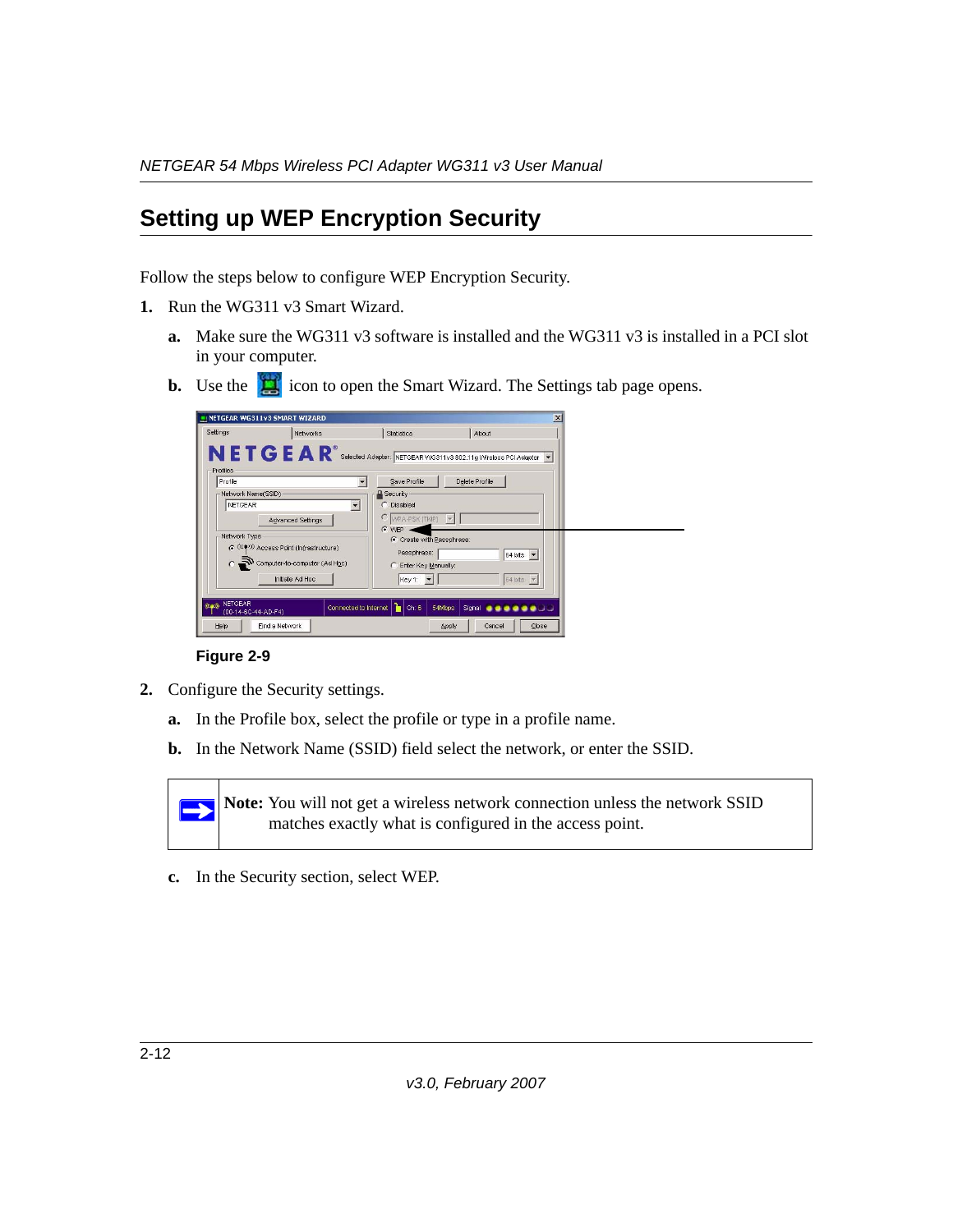## Setting up WEP Encryption Security

Follow the steps below to configure WEP Encryption Security.

1. Run the WG311 v3 Smart Wizard.

   a. Make sure the WG311 v3 software is installed and the WG311 v3 is installed in a PCI slot in your computer.

   b. Use the icon to open the Smart Wizard. The Settings tab page opens.

**Figure 2-9**

2. Configure the Security settings.

   a. In the Profile box, select the profile or type in a profile name.

   b. In the Network Name (SSID) field select the network, or enter the SSID.

> **Note:** You will not get a wireless network connection unless the network SSID matches exactly what is configured in the access point.

   c. In the Security section, select WEP.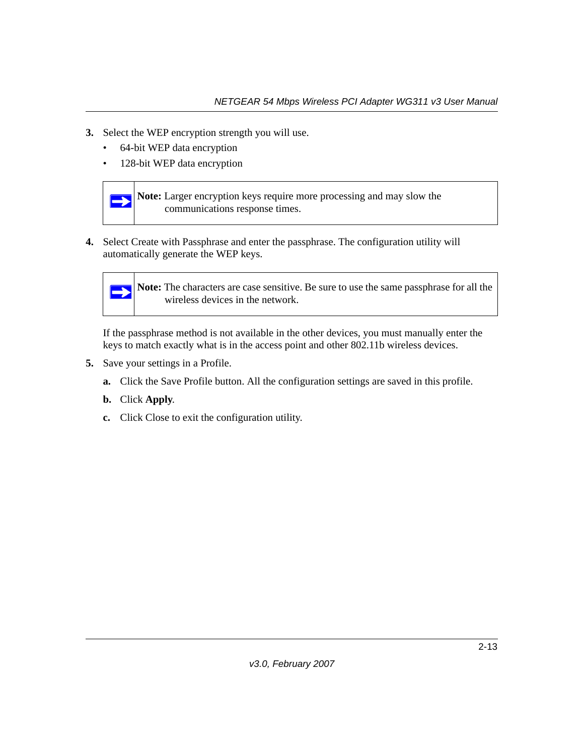3. Select the WEP encryption strength you will use.
   - 64-bit WEP data encryption
   - 128-bit WEP data encryption

> **Note:** Larger encryption keys require more processing and may slow the communications response times.

4. Select Create with Passphrase and enter the passphrase. The configuration utility will automatically generate the WEP keys.

   > **Note:** The characters are case sensitive. Be sure to use the same passphrase for all the wireless devices in the network.

   If the passphrase method is not available in the other devices, you must manually enter the keys to match exactly what is in the access point and other 802.11b wireless devices.

5. Save your settings in a Profile.

   **a.** Click the Save Profile button. All the configuration settings are saved in this profile.

   **b.** Click **Apply**.

   **c.** Click Close to exit the configuration utility.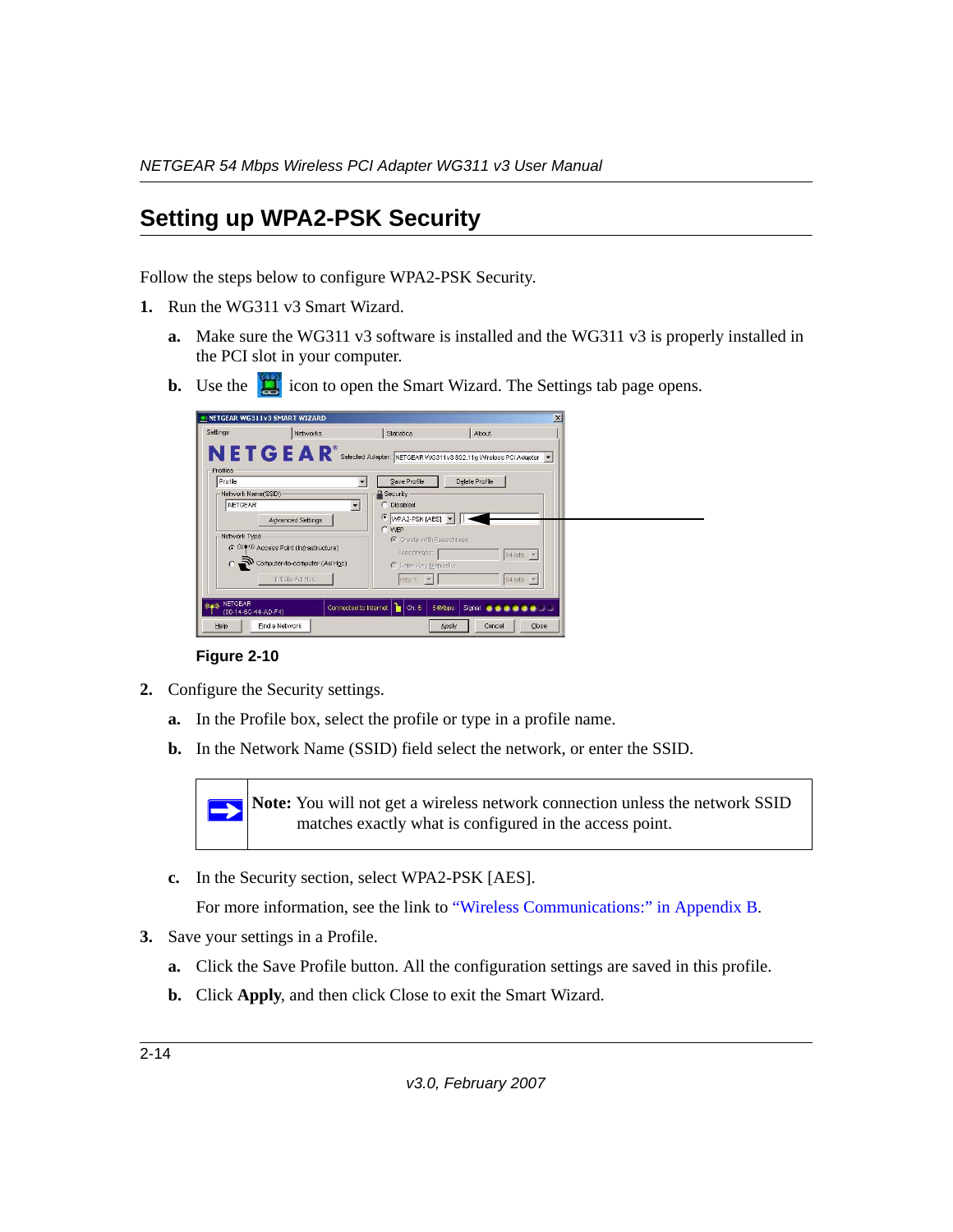## Setting up WPA2-PSK Security

Follow the steps below to configure WPA2-PSK Security.

1. Run the WG311 v3 Smart Wizard.
   - a. Make sure the WG311 v3 software is installed and the WG311 v3 is properly installed in the PCI slot in your computer.
   - b. Use the icon to open the Smart Wizard. The Settings tab page opens.

**Figure 2-10**

2. Configure the Security settings.
   - a. In the Profile box, select the profile or type in a profile name.
   - b. In the Network Name (SSID) field select the network, or enter the SSID.

   > **Note:** You will not get a wireless network connection unless the network SSID matches exactly what is configured in the access point.

   - c. In the Security section, select WPA2-PSK [AES].

     For more information, see the link to "Wireless Communications:" in Appendix B.

3. Save your settings in a Profile.
   - a. Click the Save Profile button. All the configuration settings are saved in this profile.
   - b. Click **Apply**, and then click Close to exit the Smart Wizard.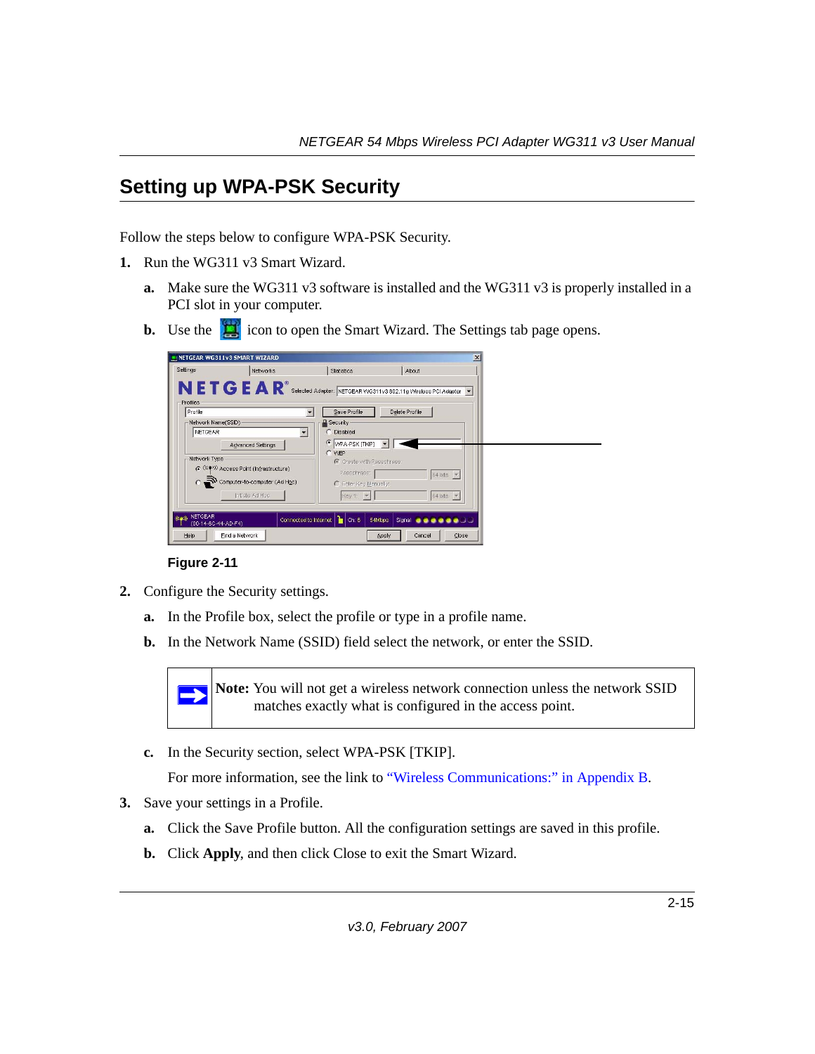## Setting up WPA-PSK Security

Follow the steps below to configure WPA-PSK Security.

1. Run the WG311 v3 Smart Wizard.
   a. Make sure the WG311 v3 software is installed and the WG311 v3 is properly installed in a PCI slot in your computer.
   b. Use the icon to open the Smart Wizard. The Settings tab page opens.

**Figure 2-11**

2. Configure the Security settings.
   a. In the Profile box, select the profile or type in a profile name.
   b. In the Network Name (SSID) field select the network, or enter the SSID.

   > **Note:** You will not get a wireless network connection unless the network SSID matches exactly what is configured in the access point.

   c. In the Security section, select WPA-PSK [TKIP].

      For more information, see the link to "Wireless Communications:" in Appendix B.

3. Save your settings in a Profile.
   a. Click the Save Profile button. All the configuration settings are saved in this profile.
   b. Click **Apply**, and then click Close to exit the Smart Wizard.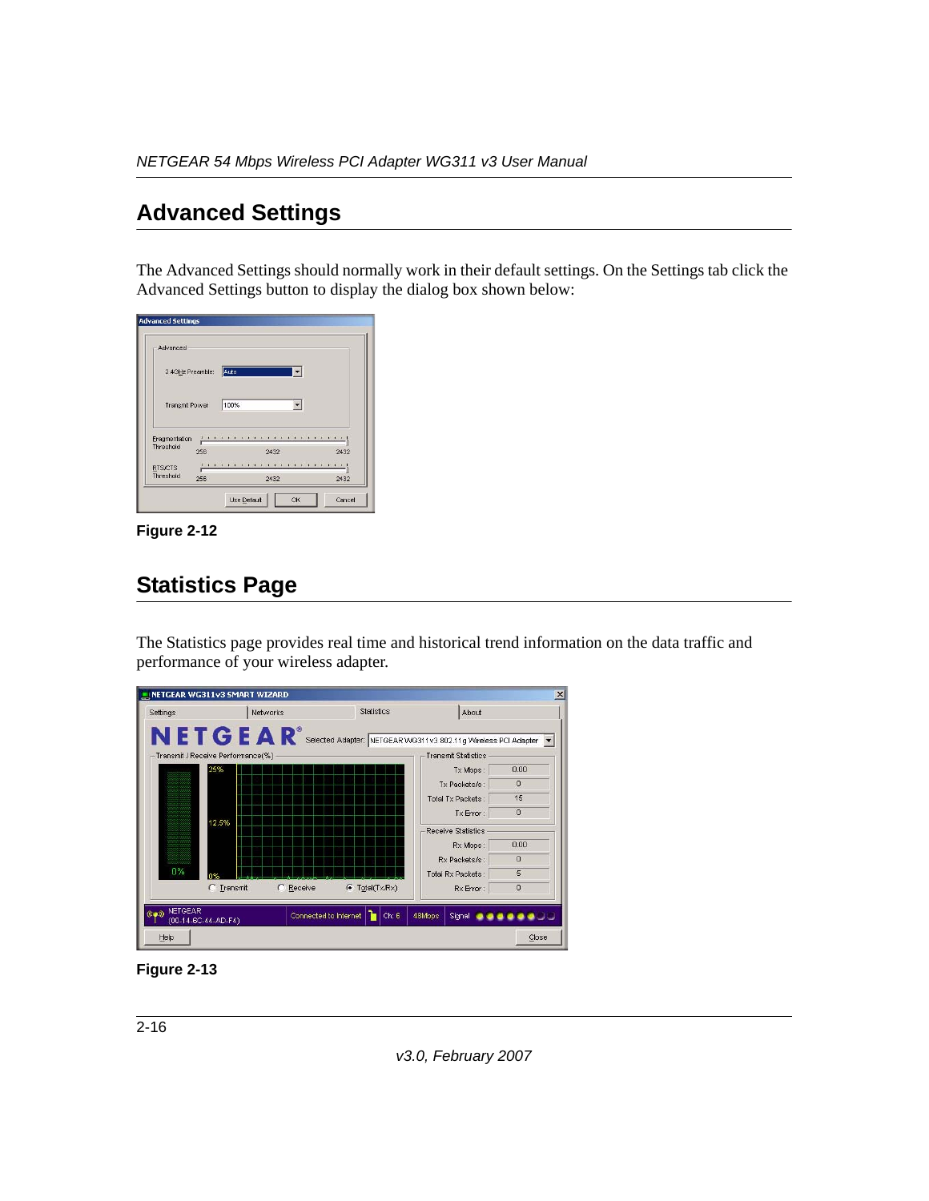## Advanced Settings

The Advanced Settings should normally work in their default settings. On the Settings tab click the Advanced Settings button to display the dialog box shown below:

**Figure 2-12**

## Statistics Page

The Statistics page provides real time and historical trend information on the data traffic and performance of your wireless adapter.

**Figure 2-13**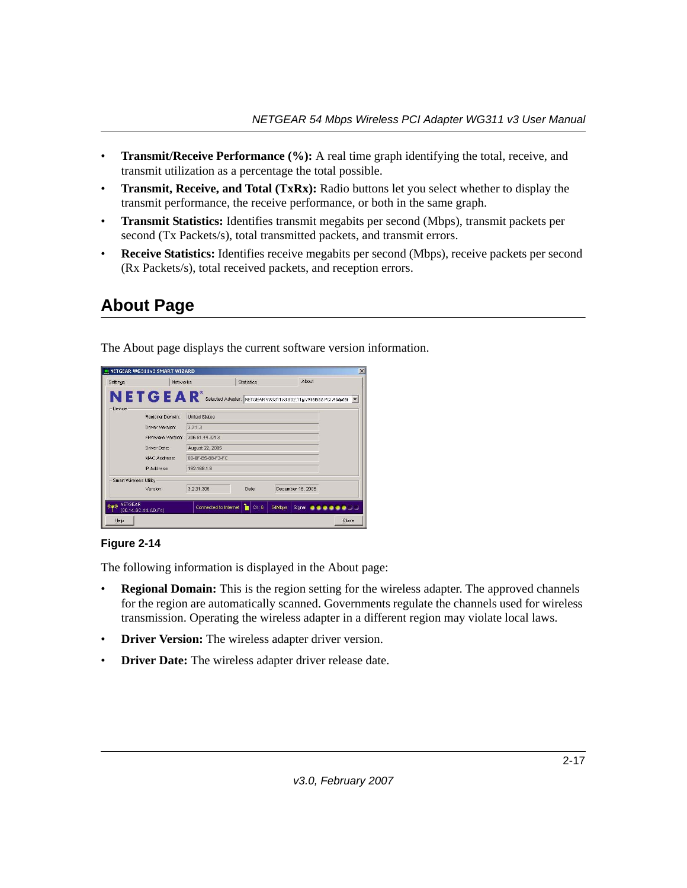- **Transmit/Receive Performance (%):** A real time graph identifying the total, receive, and transmit utilization as a percentage the total possible.
- **Transmit, Receive, and Total (TxRx):** Radio buttons let you select whether to display the transmit performance, the receive performance, or both in the same graph.
- **Transmit Statistics:** Identifies transmit megabits per second (Mbps), transmit packets per second (Tx Packets/s), total transmitted packets, and transmit errors.
- **Receive Statistics:** Identifies receive megabits per second (Mbps), receive packets per second (Rx Packets/s), total received packets, and reception errors.

## About Page

The About page displays the current software version information.

**Figure 2-14**

The following information is displayed in the About page:

- **Regional Domain:** This is the region setting for the wireless adapter. The approved channels for the region are automatically scanned. Governments regulate the channels used for wireless transmission. Operating the wireless adapter in a different region may violate local laws.
- **Driver Version:** The wireless adapter driver version.
- **Driver Date:** The wireless adapter driver release date.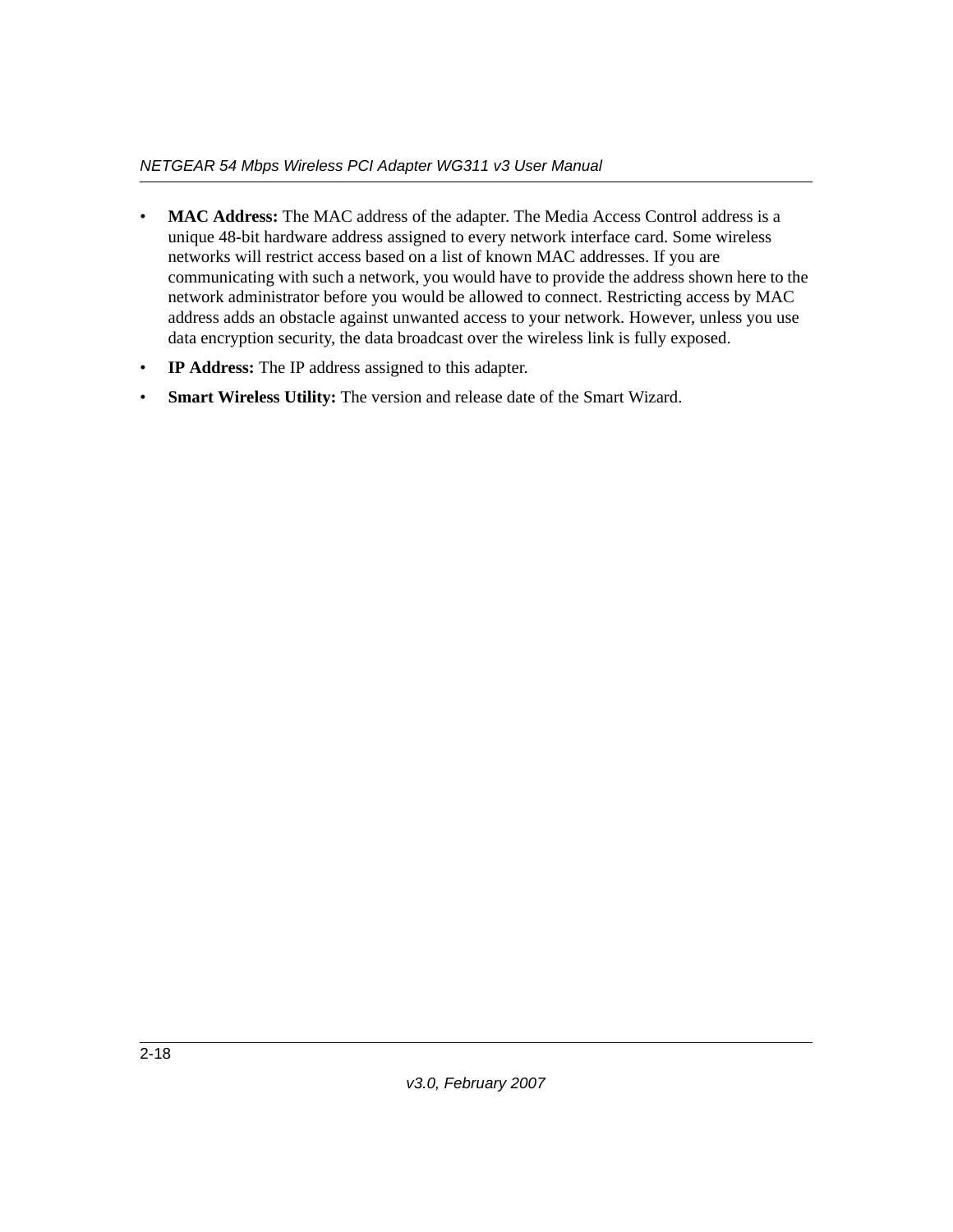- **MAC Address:** The MAC address of the adapter. The Media Access Control address is a unique 48-bit hardware address assigned to every network interface card. Some wireless networks will restrict access based on a list of known MAC addresses. If you are communicating with such a network, you would have to provide the address shown here to the network administrator before you would be allowed to connect. Restricting access by MAC address adds an obstacle against unwanted access to your network. However, unless you use data encryption security, the data broadcast over the wireless link is fully exposed.
- **IP Address:** The IP address assigned to this adapter.
- **Smart Wireless Utility:** The version and release date of the Smart Wizard.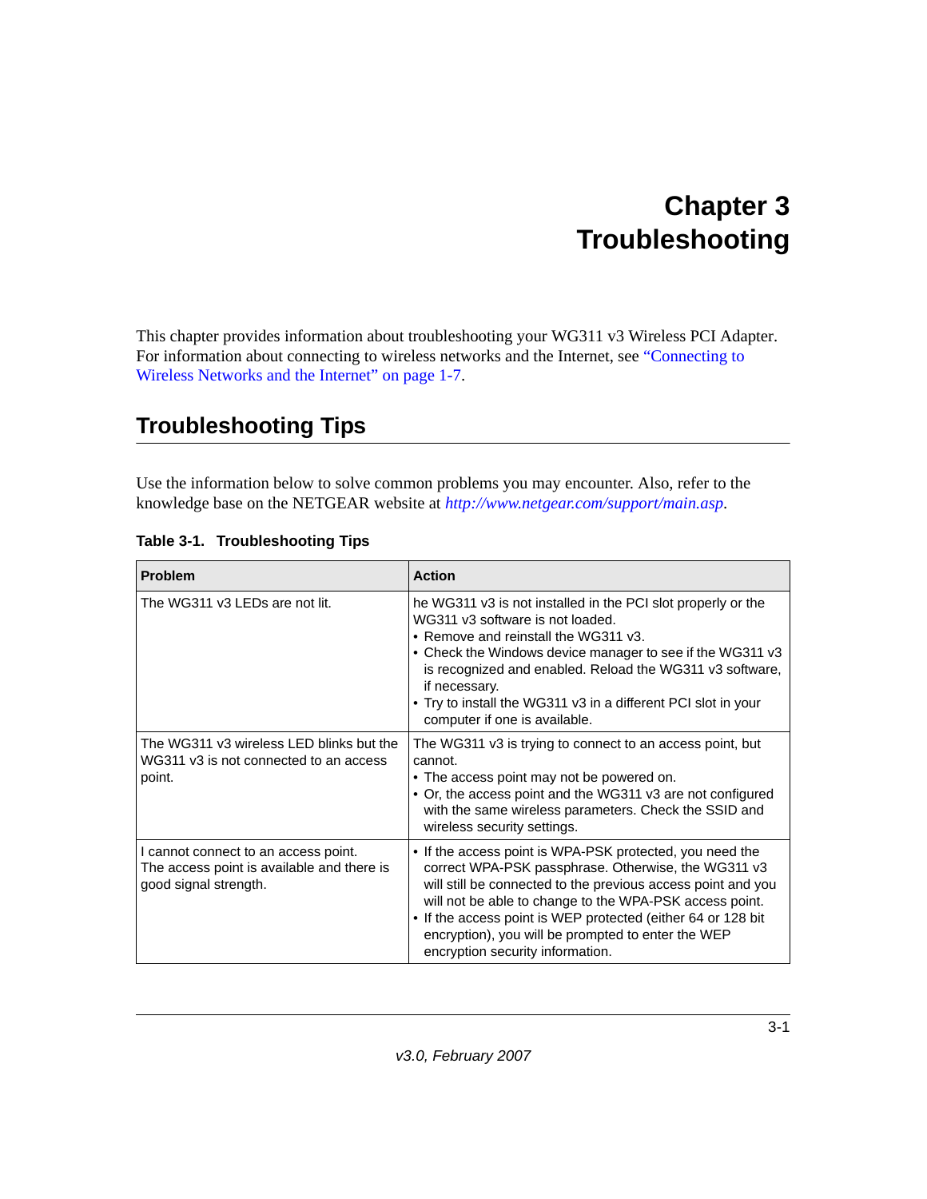# Chapter 3
# Troubleshooting

This chapter provides information about troubleshooting your WG311 v3 Wireless PCI Adapter. For information about connecting to wireless networks and the Internet, see "Connecting to Wireless Networks and the Internet" on page 1-7.

## Troubleshooting Tips

Use the information below to solve common problems you may encounter. Also, refer to the knowledge base on the NETGEAR website at *http://www.netgear.com/support/main.asp*.

**Table 3-1. Troubleshooting Tips**

| Problem | Action |
|---|---|
| The WG311 v3 LEDs are not lit. | he WG311 v3 is not installed in the PCI slot properly or the WG311 v3 software is not loaded.<br>• Remove and reinstall the WG311 v3.<br>• Check the Windows device manager to see if the WG311 v3 is recognized and enabled. Reload the WG311 v3 software, if necessary.<br>• Try to install the WG311 v3 in a different PCI slot in your computer if one is available. |
| The WG311 v3 wireless LED blinks but the WG311 v3 is not connected to an access point. | The WG311 v3 is trying to connect to an access point, but cannot.<br>• The access point may not be powered on.<br>• Or, the access point and the WG311 v3 are not configured with the same wireless parameters. Check the SSID and wireless security settings. |
| I cannot connect to an access point. The access point is available and there is good signal strength. | • If the access point is WPA-PSK protected, you need the correct WPA-PSK passphrase. Otherwise, the WG311 v3 will still be connected to the previous access point and you will not be able to change to the WPA-PSK access point.<br>• If the access point is WEP protected (either 64 or 128 bit encryption), you will be prompted to enter the WEP encryption security information. |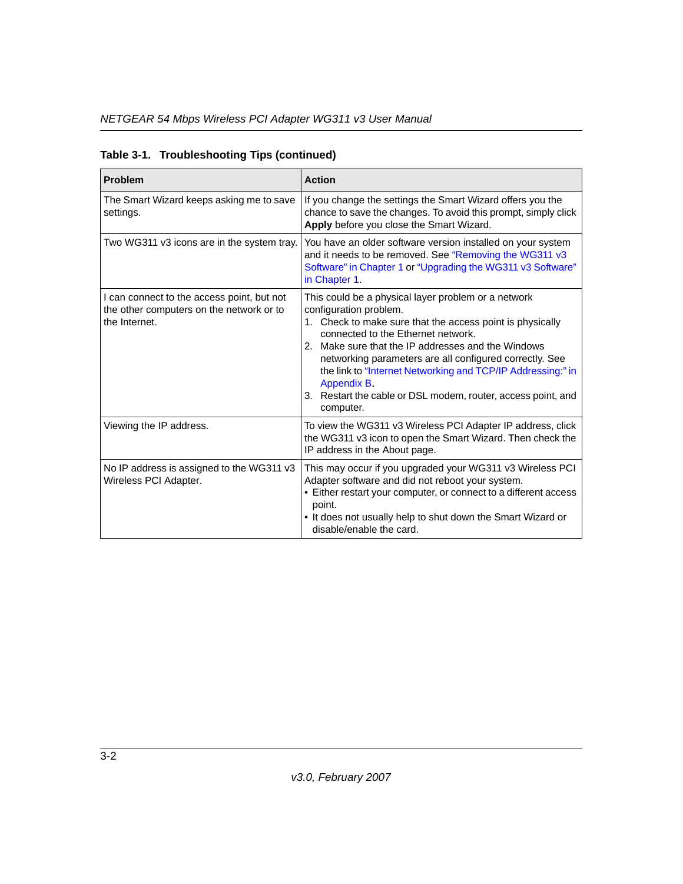**Table 3-1. Troubleshooting Tips (continued)**

| Problem | Action |
|---|---|
| The Smart Wizard keeps asking me to save settings. | If you change the settings the Smart Wizard offers you the chance to save the changes. To avoid this prompt, simply click **Apply** before you close the Smart Wizard. |
| Two WG311 v3 icons are in the system tray. | You have an older software version installed on your system and it needs to be removed. See "Removing the WG311 v3 Software" in Chapter 1 or "Upgrading the WG311 v3 Software" in Chapter 1. |
| I can connect to the access point, but not the other computers on the network or to the Internet. | This could be a physical layer problem or a network configuration problem.<br>1. Check to make sure that the access point is physically connected to the Ethernet network.<br>2. Make sure that the IP addresses and the Windows networking parameters are all configured correctly. See the link to "Internet Networking and TCP/IP Addressing:" in Appendix B.<br>3. Restart the cable or DSL modem, router, access point, and computer. |
| Viewing the IP address. | To view the WG311 v3 Wireless PCI Adapter IP address, click the WG311 v3 icon to open the Smart Wizard. Then check the IP address in the About page. |
| No IP address is assigned to the WG311 v3 Wireless PCI Adapter. | This may occur if you upgraded your WG311 v3 Wireless PCI Adapter software and did not reboot your system.<br>• Either restart your computer, or connect to a different access point.<br>• It does not usually help to shut down the Smart Wizard or disable/enable the card. |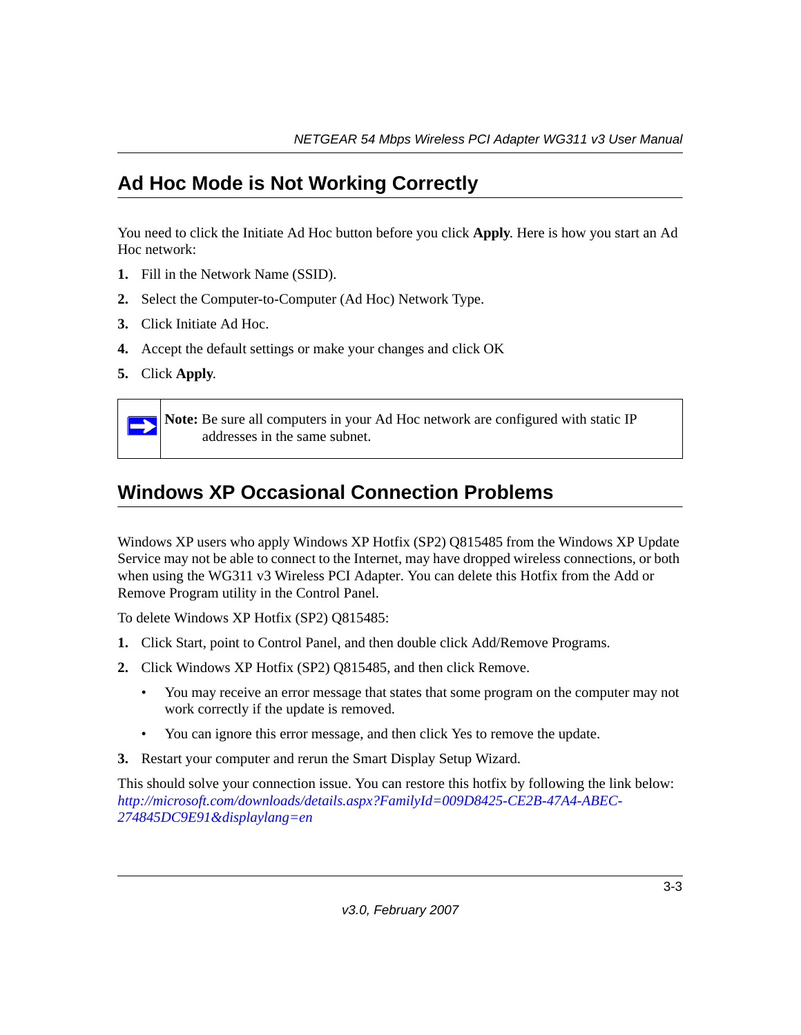## Ad Hoc Mode is Not Working Correctly

You need to click the Initiate Ad Hoc button before you click **Apply**. Here is how you start an Ad Hoc network:

1. Fill in the Network Name (SSID).
2. Select the Computer-to-Computer (Ad Hoc) Network Type.
3. Click Initiate Ad Hoc.
4. Accept the default settings or make your changes and click OK
5. Click **Apply**.

> **Note:** Be sure all computers in your Ad Hoc network are configured with static IP addresses in the same subnet.

## Windows XP Occasional Connection Problems

Windows XP users who apply Windows XP Hotfix (SP2) Q815485 from the Windows XP Update Service may not be able to connect to the Internet, may have dropped wireless connections, or both when using the WG311 v3 Wireless PCI Adapter. You can delete this Hotfix from the Add or Remove Program utility in the Control Panel.

To delete Windows XP Hotfix (SP2) Q815485:

1. Click Start, point to Control Panel, and then double click Add/Remove Programs.
2. Click Windows XP Hotfix (SP2) Q815485, and then click Remove.
   - You may receive an error message that states that some program on the computer may not work correctly if the update is removed.
   - You can ignore this error message, and then click Yes to remove the update.
3. Restart your computer and rerun the Smart Display Setup Wizard.

This should solve your connection issue. You can restore this hotfix by following the link below:
*http://microsoft.com/downloads/details.aspx?FamilyId=009D8425-CE2B-47A4-ABEC-274845DC9E91&displaylang=en*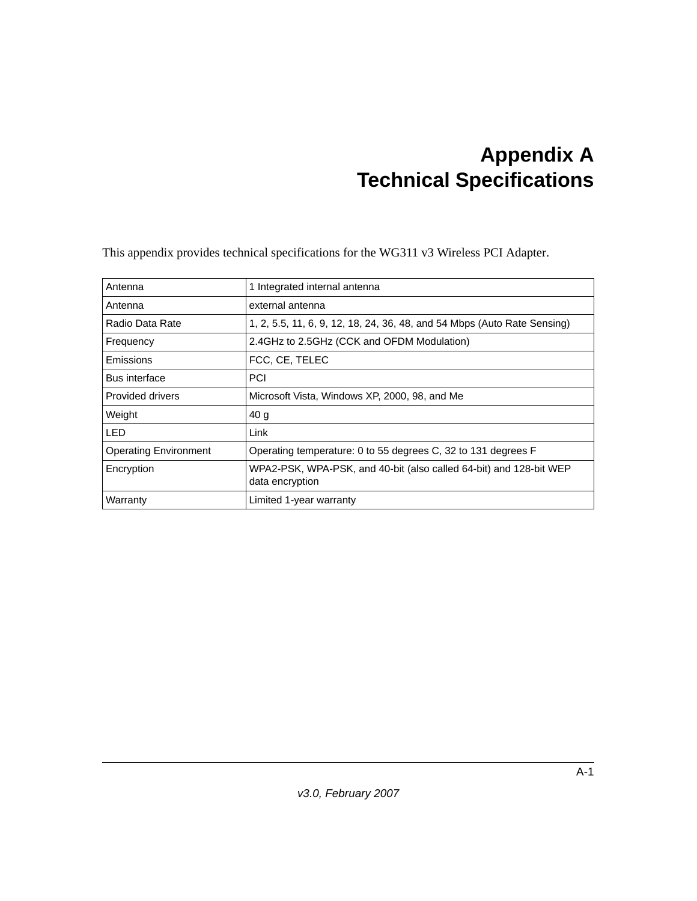# Appendix A
# Technical Specifications

This appendix provides technical specifications for the WG311 v3 Wireless PCI Adapter.

| | |
|---|---|
| Antenna | 1 Integrated internal antenna |
| Antenna | external antenna |
| Radio Data Rate | 1, 2, 5.5, 11, 6, 9, 12, 18, 24, 36, 48, and 54 Mbps (Auto Rate Sensing) |
| Frequency | 2.4GHz to 2.5GHz (CCK and OFDM Modulation) |
| Emissions | FCC, CE, TELEC |
| Bus interface | PCI |
| Provided drivers | Microsoft Vista, Windows XP, 2000, 98, and Me |
| Weight | 40 g |
| LED | Link |
| Operating Environment | Operating temperature: 0 to 55 degrees C, 32 to 131 degrees F |
| Encryption | WPA2-PSK, WPA-PSK, and 40-bit (also called 64-bit) and 128-bit WEP data encryption |
| Warranty | Limited 1-year warranty |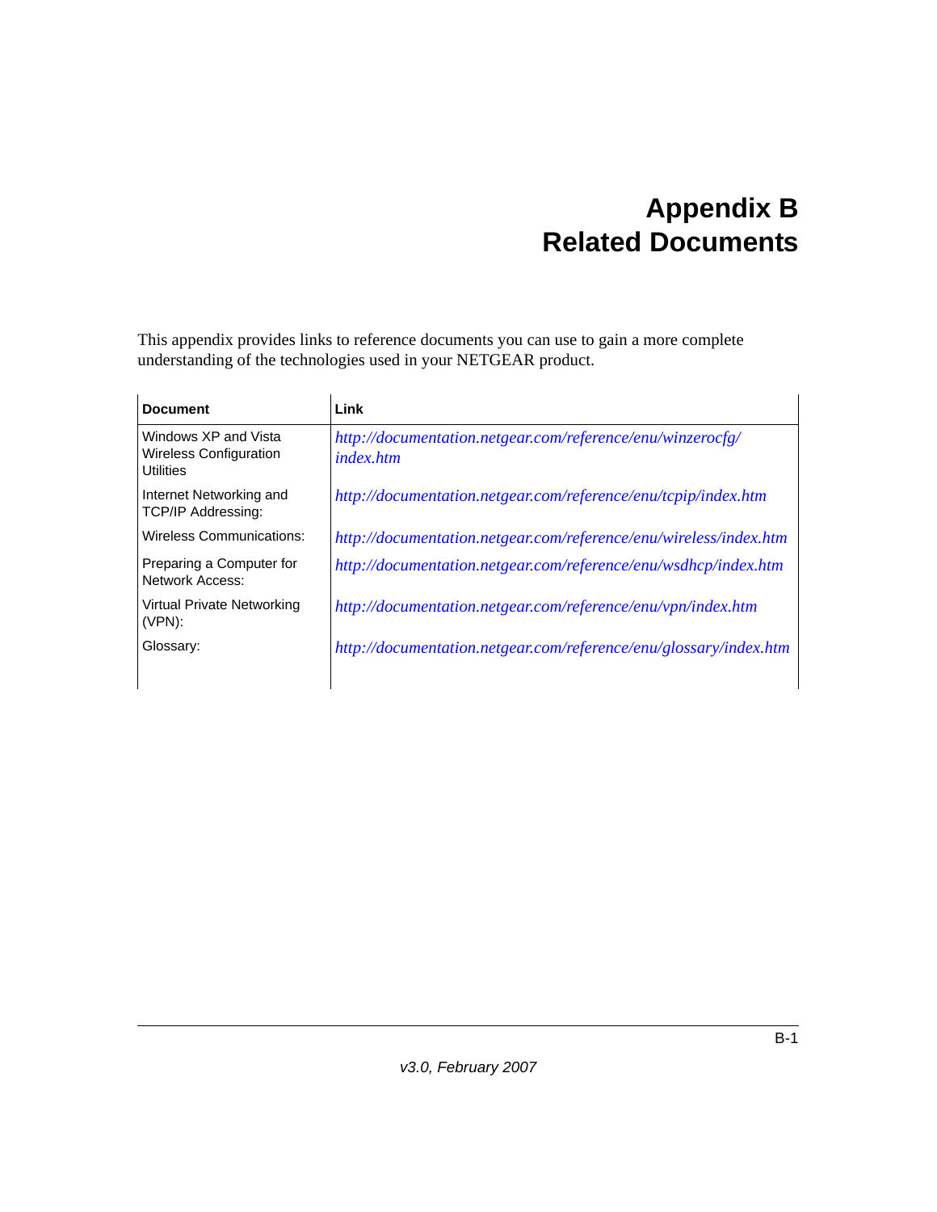# Appendix B
# Related Documents

This appendix provides links to reference documents you can use to gain a more complete understanding of the technologies used in your NETGEAR product.

| Document | Link |
|---|---|
| Windows XP and Vista Wireless Configuration Utilities | *http://documentation.netgear.com/reference/enu/winzerocfg/index.htm* |
| Internet Networking and TCP/IP Addressing: | *http://documentation.netgear.com/reference/enu/tcpip/index.htm* |
| Wireless Communications: | *http://documentation.netgear.com/reference/enu/wireless/index.htm* |
| Preparing a Computer for Network Access: | *http://documentation.netgear.com/reference/enu/wsdhcp/index.htm* |
| Virtual Private Networking (VPN): | *http://documentation.netgear.com/reference/enu/vpn/index.htm* |
| Glossary: | *http://documentation.netgear.com/reference/enu/glossary/index.htm* |

v3.0, February 2007